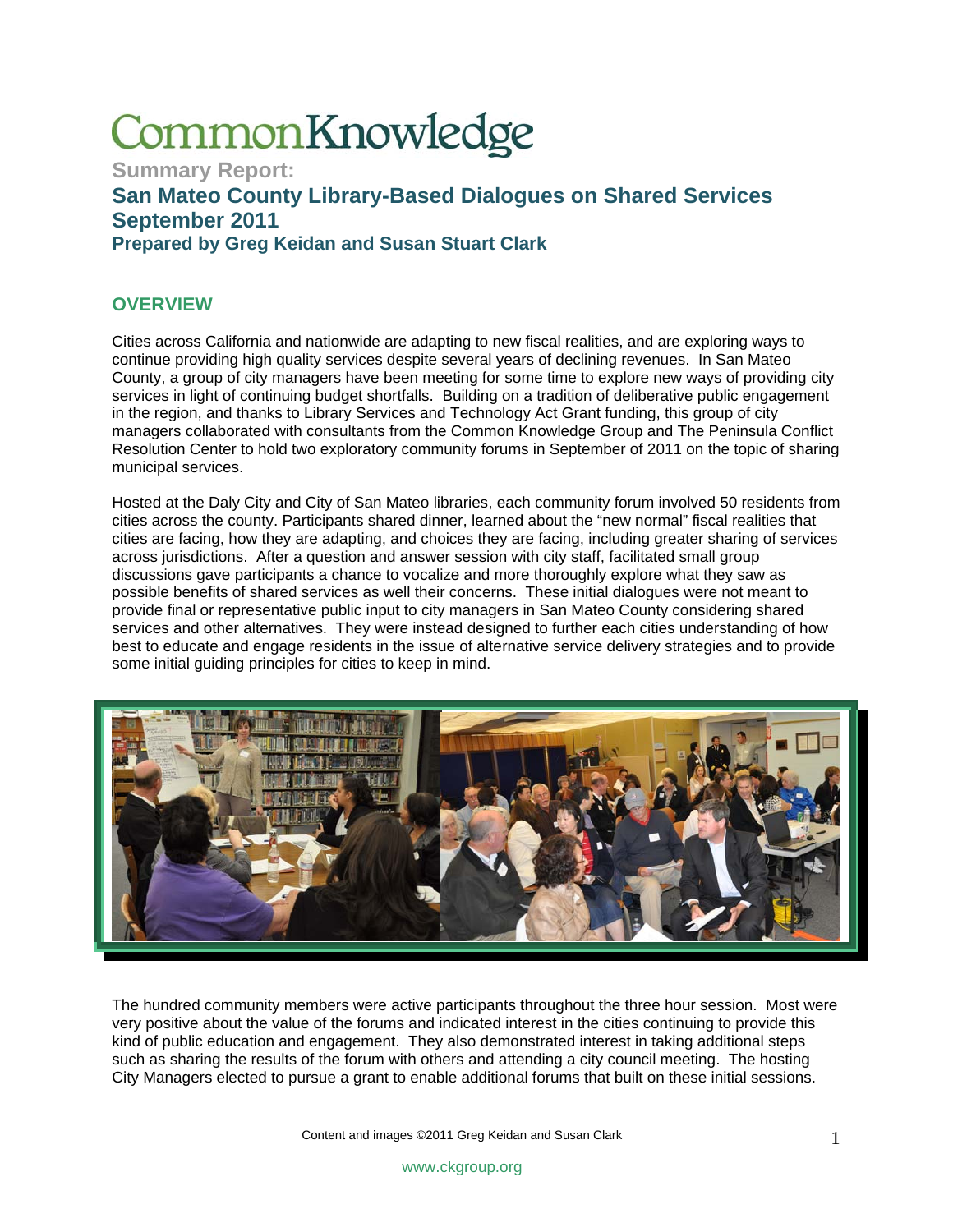# CommonKnowledge

**Summary Report:**

## San Mateo County Library-Based Dialogues on Shared Services September 2011

### Prepared by Greg Keidan and Susan Stuart Clark

## OVERVIEW

Cities across California and nationwide are adapting to new fiscal realities, and are exploring ways to continue providing high quality services despite several years of declining revenues. In San Mateo County, a group of city managers have been meeting for some time to explore new ways of providing city services in light of continuing budget shortfalls. Building on a tradition of deliberative public engagement in the region, and thanks to Library Services and Technology Act Grant funding, this group of city managers collaborated with consultants from the Common Knowledge Group and The Peninsula Conflict Resolution Center to hold two exploratory community forums in September of 2011 on the topic of sharing municipal services.

Hosted at the Daly City and City of San Mateo libraries, each community forum involved 50 residents from cities across the county. Participants shared dinner, learned about the "new normal" fiscal realities that cities are facing, how they are adapting, and choices they are facing, including greater sharing of services across jurisdictions. After a question and answer session with city staff, facilitated small group discussions gave participants a chance to vocalize and more thoroughly explore what they saw as possible benefits of shared services as well their concerns. These initial dialogues were not meant to provide final or representative public input to city managers in San Mateo County considering shared services and other alternatives. They were instead designed to further each cities understanding of how best to educate and engage residents in the issue of alternative service delivery strategies and to provide some initial guiding principles for cities to keep in mind.

The hundred community members were active participants throughout the three hour session. Most were very positive about the value of the forums and indicated interest in the cities continuing to provide this kind of public education and engagement. They also demonstrated interest in taking additional steps such as sharing the results of the forum with others and attending a city council meeting. The hosting City Managers elected to pursue a grant to enable additional forums that built on these initial sessions.

Content and images ©2011 Greg Keidan and Susan Clark

www.ckgroup.org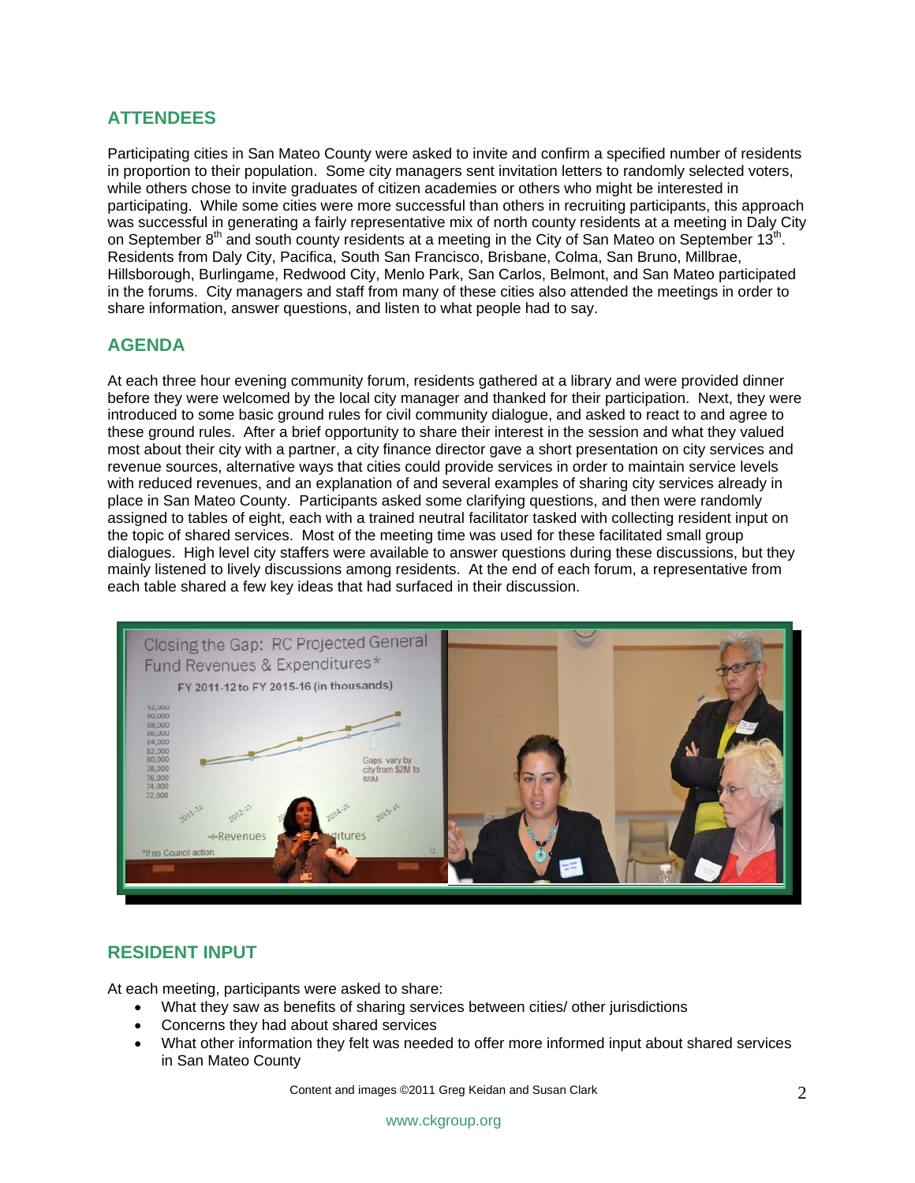## ATTENDEES

Participating cities in San Mateo County were asked to invite and confirm a specified number of residents in proportion to their population. Some city managers sent invitation letters to randomly selected voters, while others chose to invite graduates of citizen academies or others who might be interested in participating. While some cities were more successful than others in recruiting participants, this approach was successful in generating a fairly representative mix of north county residents at a meeting in Daly City on September 8th and south county residents at a meeting in the City of San Mateo on September 13th. Residents from Daly City, Pacifica, South San Francisco, Brisbane, Colma, San Bruno, Millbrae, Hillsborough, Burlingame, Redwood City, Menlo Park, San Carlos, Belmont, and San Mateo participated in the forums. City managers and staff from many of these cities also attended the meetings in order to share information, answer questions, and listen to what people had to say.

## AGENDA

At each three hour evening community forum, residents gathered at a library and were provided dinner before they were welcomed by the local city manager and thanked for their participation. Next, they were introduced to some basic ground rules for civil community dialogue, and asked to react to and agree to these ground rules. After a brief opportunity to share their interest in the session and what they valued most about their city with a partner, a city finance director gave a short presentation on city services and revenue sources, alternative ways that cities could provide services in order to maintain service levels with reduced revenues, and an explanation of and several examples of sharing city services already in place in San Mateo County. Participants asked some clarifying questions, and then were randomly assigned to tables of eight, each with a trained neutral facilitator tasked with collecting resident input on the topic of shared services. Most of the meeting time was used for these facilitated small group dialogues. High level city staffers were available to answer questions during these discussions, but they mainly listened to lively discussions among residents. At the end of each forum, a representative from each table shared a few key ideas that had surfaced in their discussion.

## RESIDENT INPUT

At each meeting, participants were asked to share:

- What they saw as benefits of sharing services between cities/ other jurisdictions
- Concerns they had about shared services
- What other information they felt was needed to offer more informed input about shared services in San Mateo County

Content and images ©2011 Greg Keidan and Susan Clark

www.ckgroup.org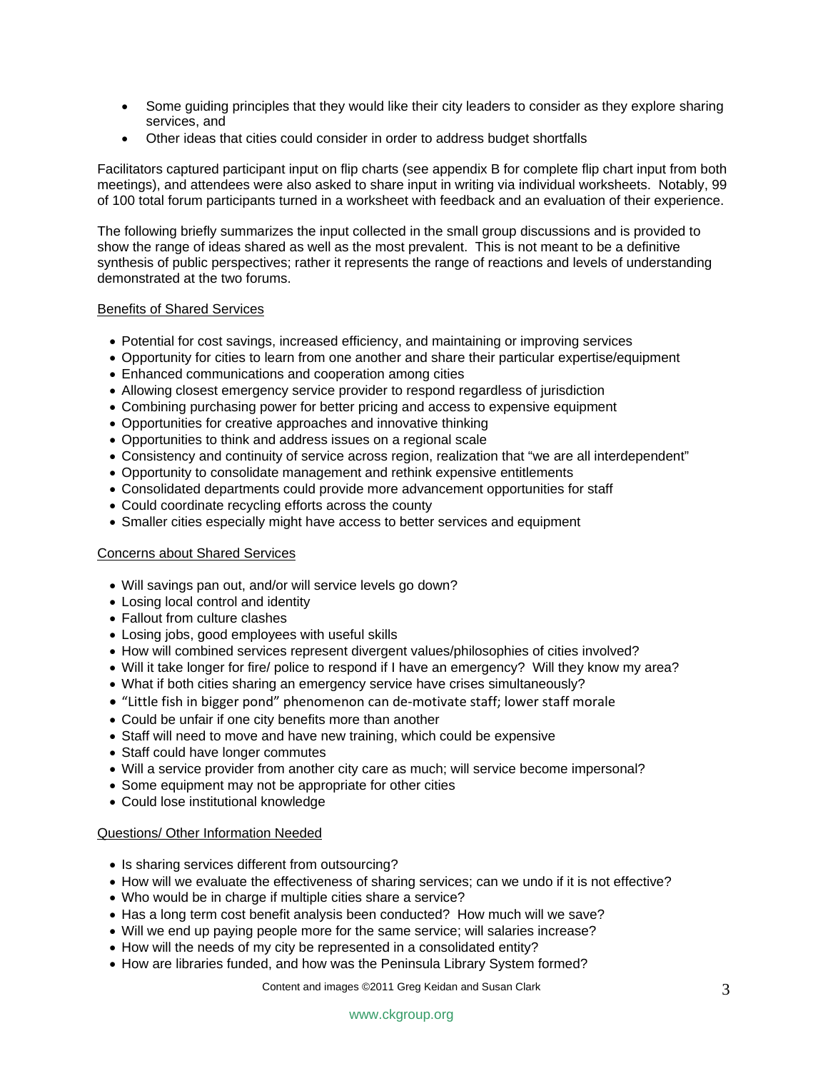- Some guiding principles that they would like their city leaders to consider as they explore sharing services, and
- Other ideas that cities could consider in order to address budget shortfalls

Facilitators captured participant input on flip charts (see appendix B for complete flip chart input from both meetings), and attendees were also asked to share input in writing via individual worksheets. Notably, 99 of 100 total forum participants turned in a worksheet with feedback and an evaluation of their experience.

The following briefly summarizes the input collected in the small group discussions and is provided to show the range of ideas shared as well as the most prevalent. This is not meant to be a definitive synthesis of public perspectives; rather it represents the range of reactions and levels of understanding demonstrated at the two forums.

<u>Benefits of Shared Services</u>

- Potential for cost savings, increased efficiency, and maintaining or improving services
- Opportunity for cities to learn from one another and share their particular expertise/equipment
- Enhanced communications and cooperation among cities
- Allowing closest emergency service provider to respond regardless of jurisdiction
- Combining purchasing power for better pricing and access to expensive equipment
- Opportunities for creative approaches and innovative thinking
- Opportunities to think and address issues on a regional scale
- Consistency and continuity of service across region, realization that "we are all interdependent"
- Opportunity to consolidate management and rethink expensive entitlements
- Consolidated departments could provide more advancement opportunities for staff
- Could coordinate recycling efforts across the county
- Smaller cities especially might have access to better services and equipment

<u>Concerns about Shared Services</u>

- Will savings pan out, and/or will service levels go down?
- Losing local control and identity
- Fallout from culture clashes
- Losing jobs, good employees with useful skills
- How will combined services represent divergent values/philosophies of cities involved?
- Will it take longer for fire/ police to respond if I have an emergency? Will they know my area?
- What if both cities sharing an emergency service have crises simultaneously?
- "Little fish in bigger pond" phenomenon can de-motivate staff; lower staff morale
- Could be unfair if one city benefits more than another
- Staff will need to move and have new training, which could be expensive
- Staff could have longer commutes
- Will a service provider from another city care as much; will service become impersonal?
- Some equipment may not be appropriate for other cities
- Could lose institutional knowledge

<u>Questions/ Other Information Needed</u>

- Is sharing services different from outsourcing?
- How will we evaluate the effectiveness of sharing services; can we undo if it is not effective?
- Who would be in charge if multiple cities share a service?
- Has a long term cost benefit analysis been conducted? How much will we save?
- Will we end up paying people more for the same service; will salaries increase?
- How will the needs of my city be represented in a consolidated entity?
- How are libraries funded, and how was the Peninsula Library System formed?

Content and images ©2011 Greg Keidan and Susan Clark

www.ckgroup.org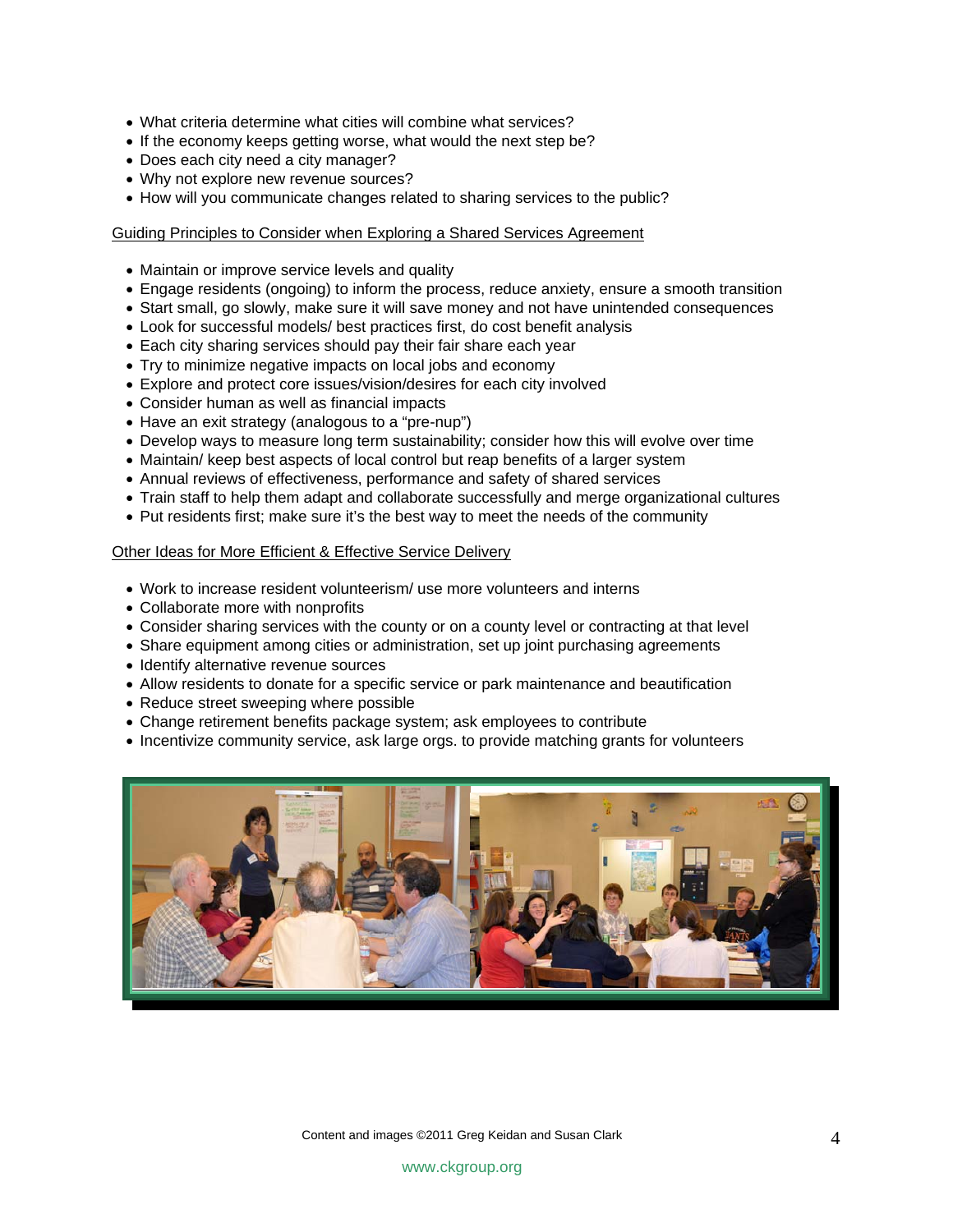- What criteria determine what cities will combine what services?
- If the economy keeps getting worse, what would the next step be?
- Does each city need a city manager?
- Why not explore new revenue sources?
- How will you communicate changes related to sharing services to the public?

Guiding Principles to Consider when Exploring a Shared Services Agreement

- Maintain or improve service levels and quality
- Engage residents (ongoing) to inform the process, reduce anxiety, ensure a smooth transition
- Start small, go slowly, make sure it will save money and not have unintended consequences
- Look for successful models/ best practices first, do cost benefit analysis
- Each city sharing services should pay their fair share each year
- Try to minimize negative impacts on local jobs and economy
- Explore and protect core issues/vision/desires for each city involved
- Consider human as well as financial impacts
- Have an exit strategy (analogous to a "pre-nup")
- Develop ways to measure long term sustainability; consider how this will evolve over time
- Maintain/ keep best aspects of local control but reap benefits of a larger system
- Annual reviews of effectiveness, performance and safety of shared services
- Train staff to help them adapt and collaborate successfully and merge organizational cultures
- Put residents first; make sure it's the best way to meet the needs of the community

Other Ideas for More Efficient & Effective Service Delivery

- Work to increase resident volunteerism/ use more volunteers and interns
- Collaborate more with nonprofits
- Consider sharing services with the county or on a county level or contracting at that level
- Share equipment among cities or administration, set up joint purchasing agreements
- Identify alternative revenue sources
- Allow residents to donate for a specific service or park maintenance and beautification
- Reduce street sweeping where possible
- Change retirement benefits package system; ask employees to contribute
- Incentivize community service, ask large orgs. to provide matching grants for volunteers

Content and images ©2011 Greg Keidan and Susan Clark

www.ckgroup.org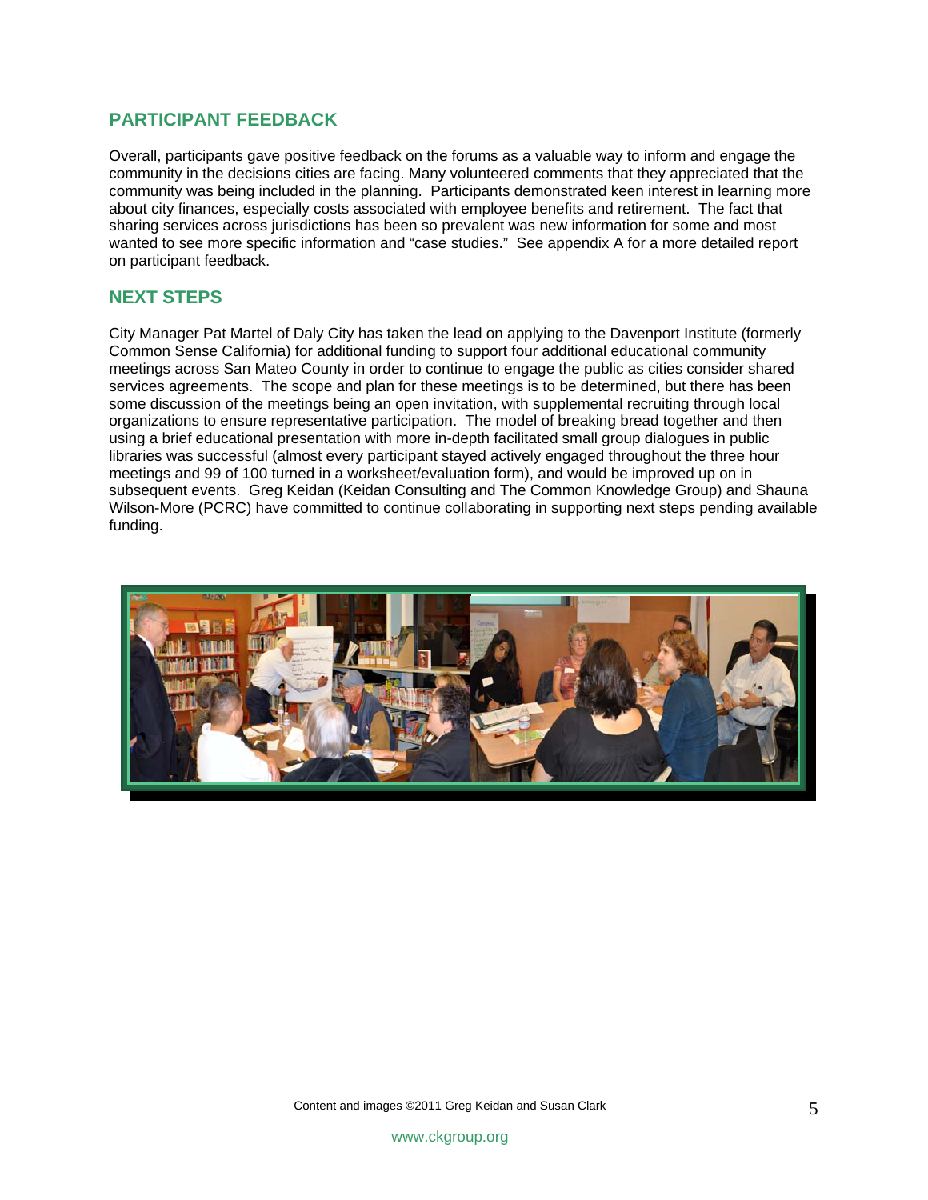## PARTICIPANT FEEDBACK

Overall, participants gave positive feedback on the forums as a valuable way to inform and engage the community in the decisions cities are facing. Many volunteered comments that they appreciated that the community was being included in the planning. Participants demonstrated keen interest in learning more about city finances, especially costs associated with employee benefits and retirement. The fact that sharing services across jurisdictions has been so prevalent was new information for some and most wanted to see more specific information and "case studies." See appendix A for a more detailed report on participant feedback.

## NEXT STEPS

City Manager Pat Martel of Daly City has taken the lead on applying to the Davenport Institute (formerly Common Sense California) for additional funding to support four additional educational community meetings across San Mateo County in order to continue to engage the public as cities consider shared services agreements. The scope and plan for these meetings is to be determined, but there has been some discussion of the meetings being an open invitation, with supplemental recruiting through local organizations to ensure representative participation. The model of breaking bread together and then using a brief educational presentation with more in-depth facilitated small group dialogues in public libraries was successful (almost every participant stayed actively engaged throughout the three hour meetings and 99 of 100 turned in a worksheet/evaluation form), and would be improved up on in subsequent events. Greg Keidan (Keidan Consulting and The Common Knowledge Group) and Shauna Wilson-More (PCRC) have committed to continue collaborating in supporting next steps pending available funding.

Content and images ©2011 Greg Keidan and Susan Clark

www.ckgroup.org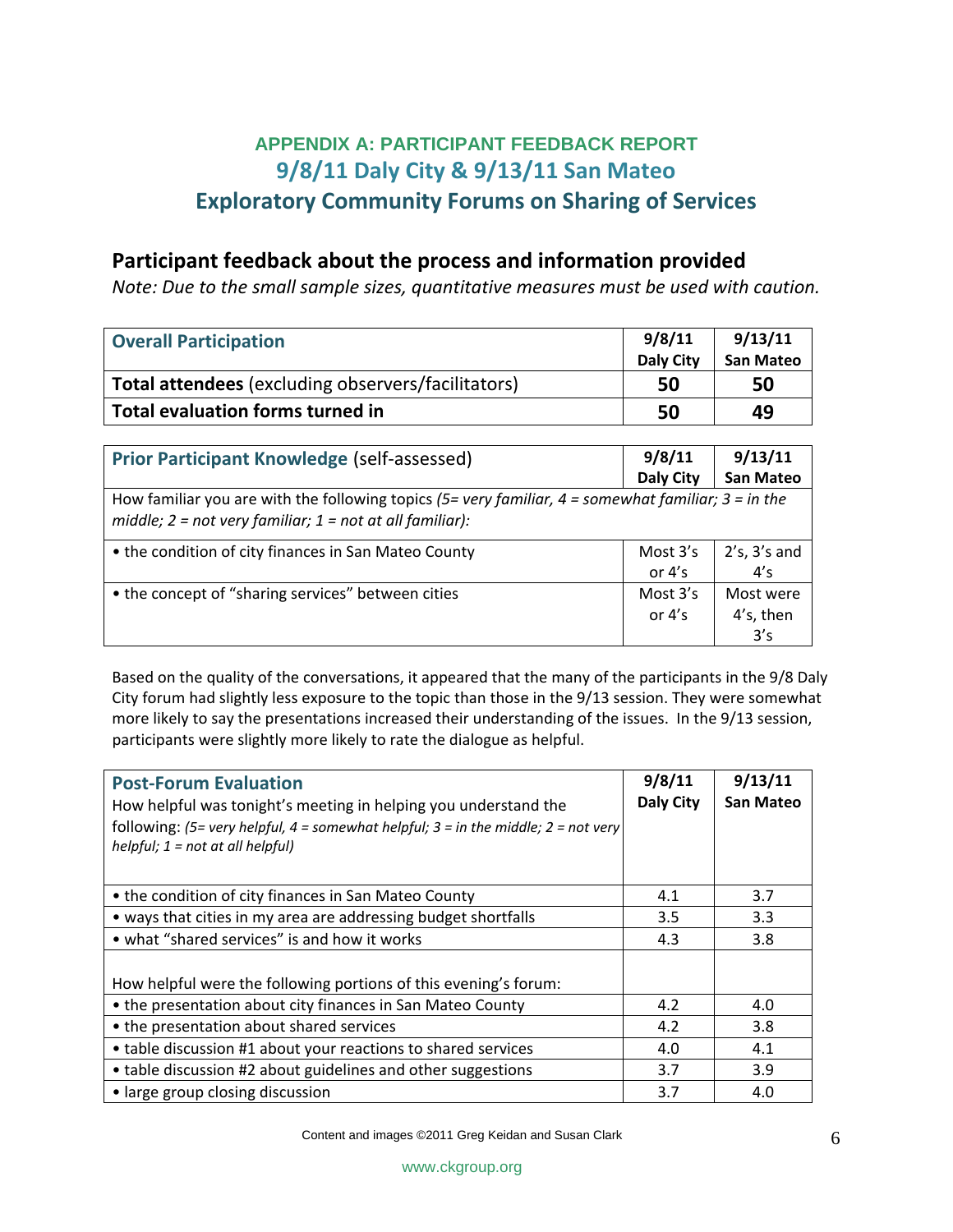# APPENDIX A: PARTICIPANT FEEDBACK REPORT
## 9/8/11 Daly City & 9/13/11 San Mateo
## Exploratory Community Forums on Sharing of Services

## Participant feedback about the process and information provided

*Note: Due to the small sample sizes, quantitative measures must be used with caution.*

| Overall Participation | 9/8/11 Daly City | 9/13/11 San Mateo |
|---|---|---|
| **Total attendees** (excluding observers/facilitators) | **50** | **50** |
| **Total evaluation forms turned in** | **50** | **49** |

| Prior Participant Knowledge (self-assessed) | 9/8/11 Daly City | 9/13/11 San Mateo |
|---|---|---|
| How familiar you are with the following topics *(5= very familiar, 4 = somewhat familiar; 3 = in the middle; 2 = not very familiar; 1 = not at all familiar):* | | |
| • the condition of city finances in San Mateo County | Most 3's or 4's | 2's, 3's and 4's |
| • the concept of "sharing services" between cities | Most 3's or 4's | Most were 4's, then 3's |

Based on the quality of the conversations, it appeared that the many of the participants in the 9/8 Daly City forum had slightly less exposure to the topic than those in the 9/13 session. They were somewhat more likely to say the presentations increased their understanding of the issues. In the 9/13 session, participants were slightly more likely to rate the dialogue as helpful.

| **Post-Forum Evaluation**<br>How helpful was tonight's meeting in helping you understand the following: *(5= very helpful, 4 = somewhat helpful; 3 = in the middle; 2 = not very helpful; 1 = not at all helpful)* | 9/8/11 Daly City | 9/13/11 San Mateo |
|---|---|---|
| • the condition of city finances in San Mateo County | 4.1 | 3.7 |
| • ways that cities in my area are addressing budget shortfalls | 3.5 | 3.3 |
| • what "shared services" is and how it works | 4.3 | 3.8 |
| How helpful were the following portions of this evening's forum: | | |
| • the presentation about city finances in San Mateo County | 4.2 | 4.0 |
| • the presentation about shared services | 4.2 | 3.8 |
| • table discussion #1 about your reactions to shared services | 4.0 | 4.1 |
| • table discussion #2 about guidelines and other suggestions | 3.7 | 3.9 |
| • large group closing discussion | 3.7 | 4.0 |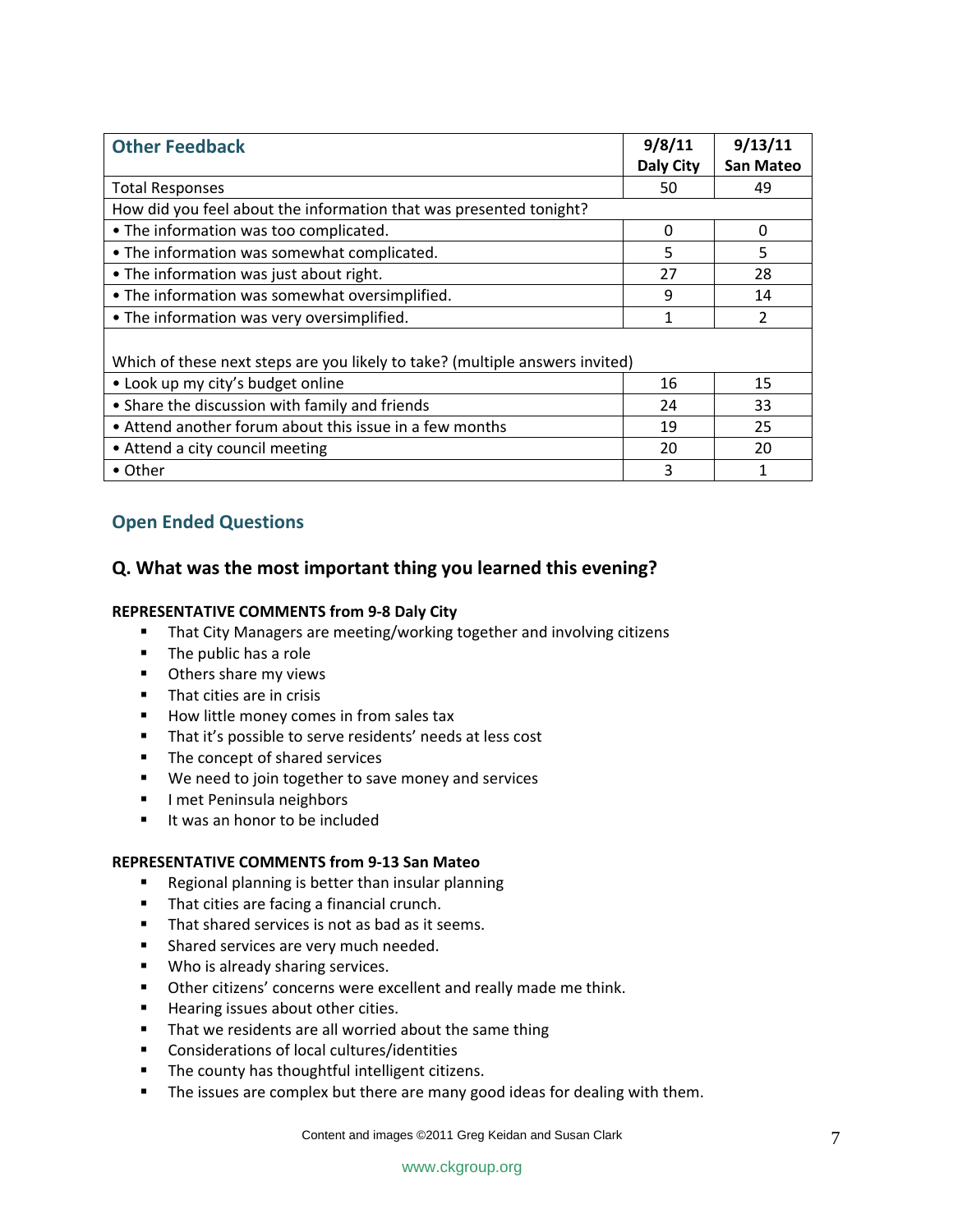| Other Feedback | 9/8/11 Daly City | 9/13/11 San Mateo |
|---|---|---|
| Total Responses | 50 | 49 |
| How did you feel about the information that was presented tonight? | | |
| • The information was too complicated. | 0 | 0 |
| • The information was somewhat complicated. | 5 | 5 |
| • The information was just about right. | 27 | 28 |
| • The information was somewhat oversimplified. | 9 | 14 |
| • The information was very oversimplified. | 1 | 2 |
| Which of these next steps are you likely to take? (multiple answers invited) | | |
| • Look up my city's budget online | 16 | 15 |
| • Share the discussion with family and friends | 24 | 33 |
| • Attend another forum about this issue in a few months | 19 | 25 |
| • Attend a city council meeting | 20 | 20 |
| • Other | 3 | 1 |

## Open Ended Questions

### Q. What was the most important thing you learned this evening?

**REPRESENTATIVE COMMENTS from 9-8 Daly City**

- That City Managers are meeting/working together and involving citizens
- The public has a role
- Others share my views
- That cities are in crisis
- How little money comes in from sales tax
- That it's possible to serve residents' needs at less cost
- The concept of shared services
- We need to join together to save money and services
- I met Peninsula neighbors
- It was an honor to be included

**REPRESENTATIVE COMMENTS from 9-13 San Mateo**

- Regional planning is better than insular planning
- That cities are facing a financial crunch.
- That shared services is not as bad as it seems.
- Shared services are very much needed.
- Who is already sharing services.
- Other citizens' concerns were excellent and really made me think.
- Hearing issues about other cities.
- That we residents are all worried about the same thing
- Considerations of local cultures/identities
- The county has thoughtful intelligent citizens.
- The issues are complex but there are many good ideas for dealing with them.

Content and images ©2011 Greg Keidan and Susan Clark

www.ckgroup.org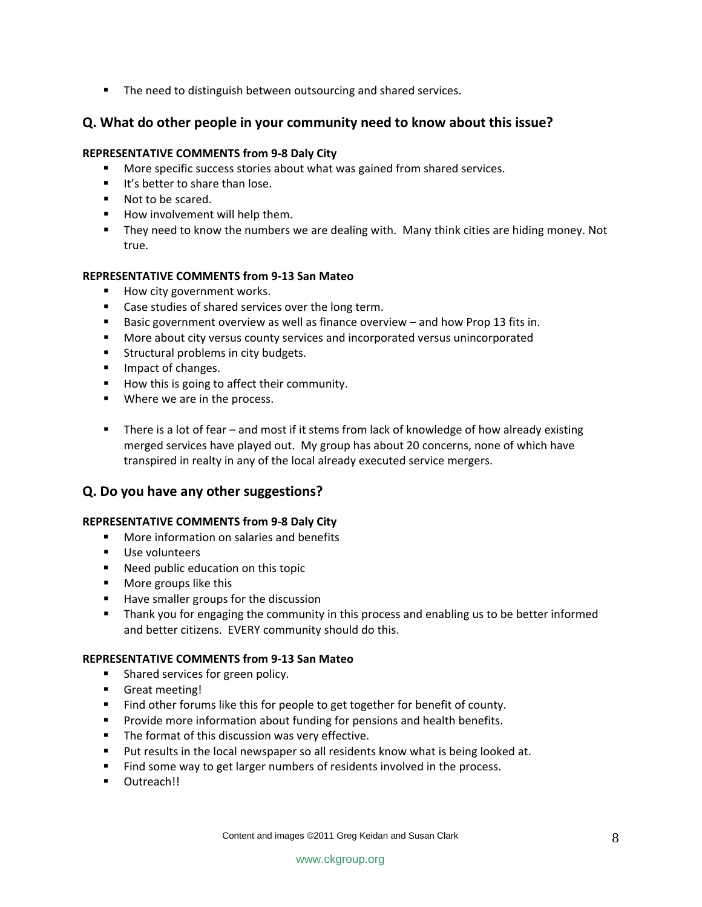- The need to distinguish between outsourcing and shared services.

## Q. What do other people in your community need to know about this issue?

**REPRESENTATIVE COMMENTS from 9-8 Daly City**

- More specific success stories about what was gained from shared services.
- It's better to share than lose.
- Not to be scared.
- How involvement will help them.
- They need to know the numbers we are dealing with. Many think cities are hiding money. Not true.

**REPRESENTATIVE COMMENTS from 9-13 San Mateo**

- How city government works.
- Case studies of shared services over the long term.
- Basic government overview as well as finance overview – and how Prop 13 fits in.
- More about city versus county services and incorporated versus unincorporated
- Structural problems in city budgets.
- Impact of changes.
- How this is going to affect their community.
- Where we are in the process.
- There is a lot of fear – and most if it stems from lack of knowledge of how already existing merged services have played out. My group has about 20 concerns, none of which have transpired in realty in any of the local already executed service mergers.

## Q. Do you have any other suggestions?

**REPRESENTATIVE COMMENTS from 9-8 Daly City**

- More information on salaries and benefits
- Use volunteers
- Need public education on this topic
- More groups like this
- Have smaller groups for the discussion
- Thank you for engaging the community in this process and enabling us to be better informed and better citizens. EVERY community should do this.

**REPRESENTATIVE COMMENTS from 9-13 San Mateo**

- Shared services for green policy.
- Great meeting!
- Find other forums like this for people to get together for benefit of county.
- Provide more information about funding for pensions and health benefits.
- The format of this discussion was very effective.
- Put results in the local newspaper so all residents know what is being looked at.
- Find some way to get larger numbers of residents involved in the process.
- Outreach!!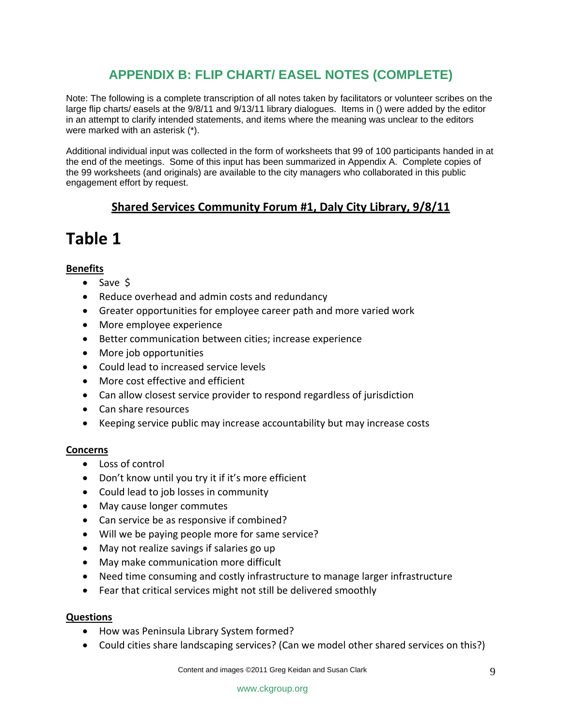# APPENDIX B: FLIP CHART/ EASEL NOTES (COMPLETE)

Note: The following is a complete transcription of all notes taken by facilitators or volunteer scribes on the large flip charts/ easels at the 9/8/11 and 9/13/11 library dialogues. Items in () were added by the editor in an attempt to clarify intended statements, and items where the meaning was unclear to the editors were marked with an asterisk (*).

Additional individual input was collected in the form of worksheets that 99 of 100 participants handed in at the end of the meetings. Some of this input has been summarized in Appendix A. Complete copies of the 99 worksheets (and originals) are available to the city managers who collaborated in this public engagement effort by request.

## Shared Services Community Forum #1, Daly City Library, 9/8/11

# Table 1

**Benefits**

- Save $
- Reduce overhead and admin costs and redundancy
- Greater opportunities for employee career path and more varied work
- More employee experience
- Better communication between cities; increase experience
- More job opportunities
- Could lead to increased service levels
- More cost effective and efficient
- Can allow closest service provider to respond regardless of jurisdiction
- Can share resources
- Keeping service public may increase accountability but may increase costs

**Concerns**

- Loss of control
- Don't know until you try it if it's more efficient
- Could lead to job losses in community
- May cause longer commutes
- Can service be as responsive if combined?
- Will we be paying people more for same service?
- May not realize savings if salaries go up
- May make communication more difficult
- Need time consuming and costly infrastructure to manage larger infrastructure
- Fear that critical services might not still be delivered smoothly

**Questions**

- How was Peninsula Library System formed?
- Could cities share landscaping services? (Can we model other shared services on this?)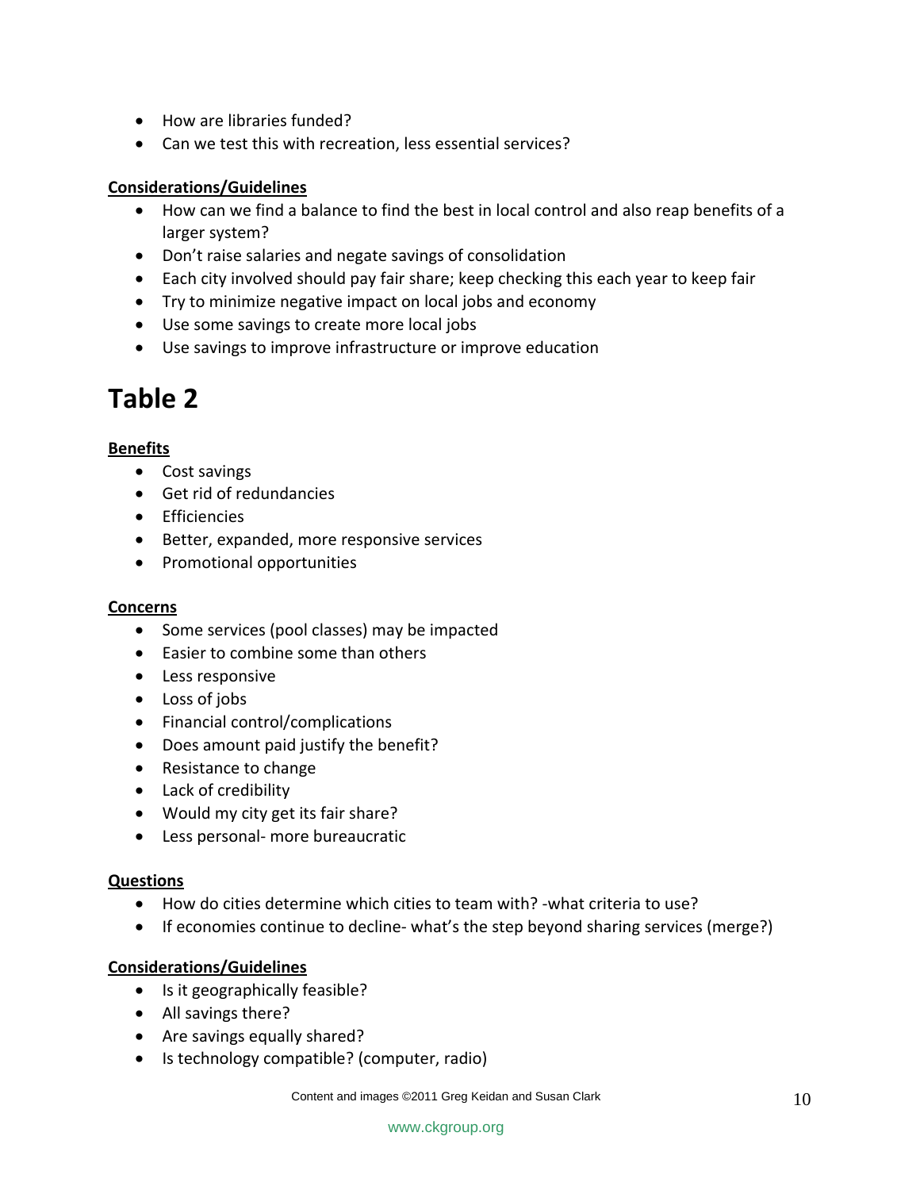- How are libraries funded?
- Can we test this with recreation, less essential services?

**Considerations/Guidelines**

- How can we find a balance to find the best in local control and also reap benefits of a larger system?
- Don't raise salaries and negate savings of consolidation
- Each city involved should pay fair share; keep checking this each year to keep fair
- Try to minimize negative impact on local jobs and economy
- Use some savings to create more local jobs
- Use savings to improve infrastructure or improve education

# Table 2

**Benefits**

- Cost savings
- Get rid of redundancies
- Efficiencies
- Better, expanded, more responsive services
- Promotional opportunities

**Concerns**

- Some services (pool classes) may be impacted
- Easier to combine some than others
- Less responsive
- Loss of jobs
- Financial control/complications
- Does amount paid justify the benefit?
- Resistance to change
- Lack of credibility
- Would my city get its fair share?
- Less personal- more bureaucratic

**Questions**

- How do cities determine which cities to team with? -what criteria to use?
- If economies continue to decline- what's the step beyond sharing services (merge?)

**Considerations/Guidelines**

- Is it geographically feasible?
- All savings there?
- Are savings equally shared?
- Is technology compatible? (computer, radio)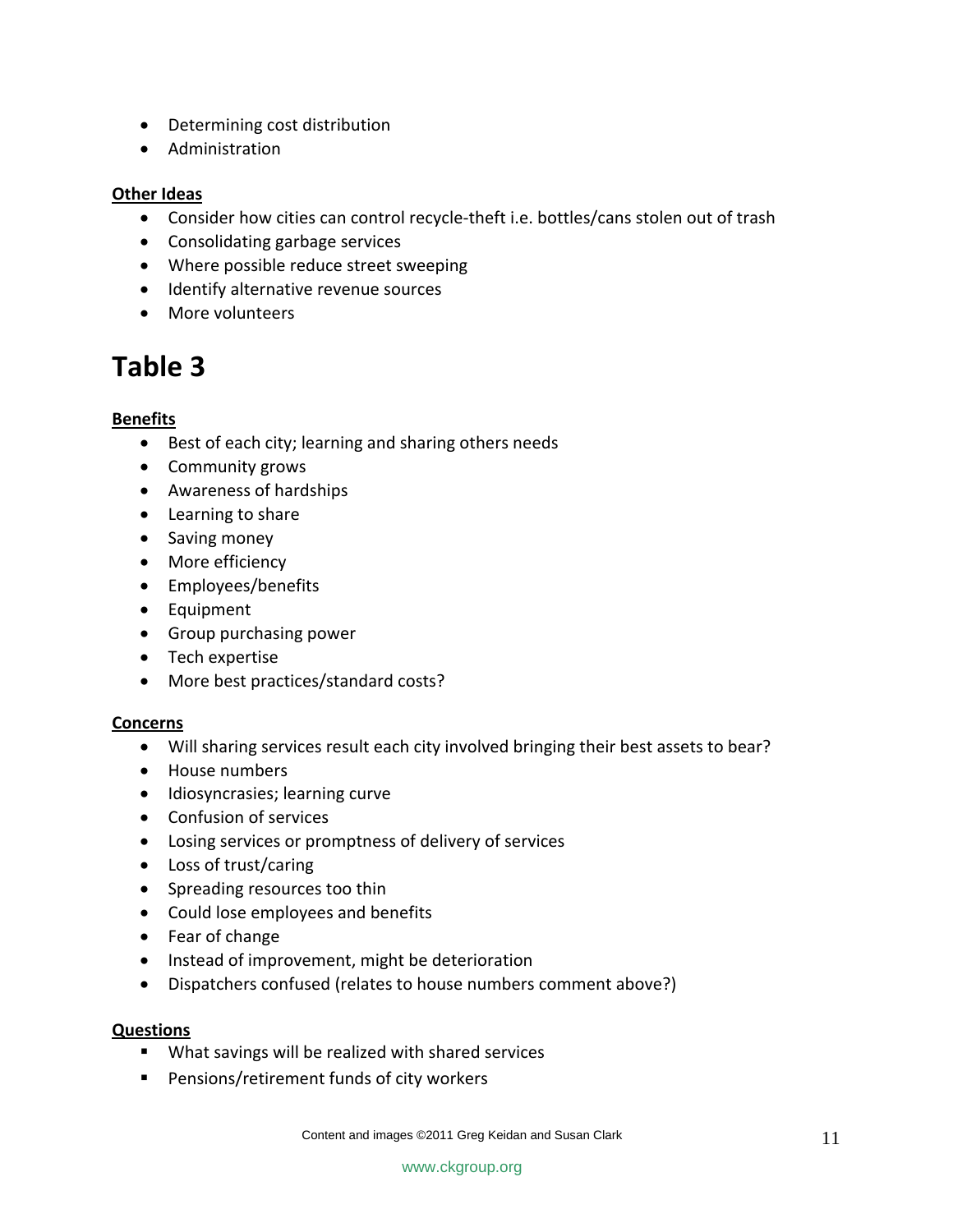- Determining cost distribution
- Administration

**Other Ideas**

- Consider how cities can control recycle-theft i.e. bottles/cans stolen out of trash
- Consolidating garbage services
- Where possible reduce street sweeping
- Identify alternative revenue sources
- More volunteers

# Table 3

**Benefits**

- Best of each city; learning and sharing others needs
- Community grows
- Awareness of hardships
- Learning to share
- Saving money
- More efficiency
- Employees/benefits
- Equipment
- Group purchasing power
- Tech expertise
- More best practices/standard costs?

**Concerns**

- Will sharing services result each city involved bringing their best assets to bear?
- House numbers
- Idiosyncrasies; learning curve
- Confusion of services
- Losing services or promptness of delivery of services
- Loss of trust/caring
- Spreading resources too thin
- Could lose employees and benefits
- Fear of change
- Instead of improvement, might be deterioration
- Dispatchers confused (relates to house numbers comment above?)

**Questions**

- What savings will be realized with shared services
- Pensions/retirement funds of city workers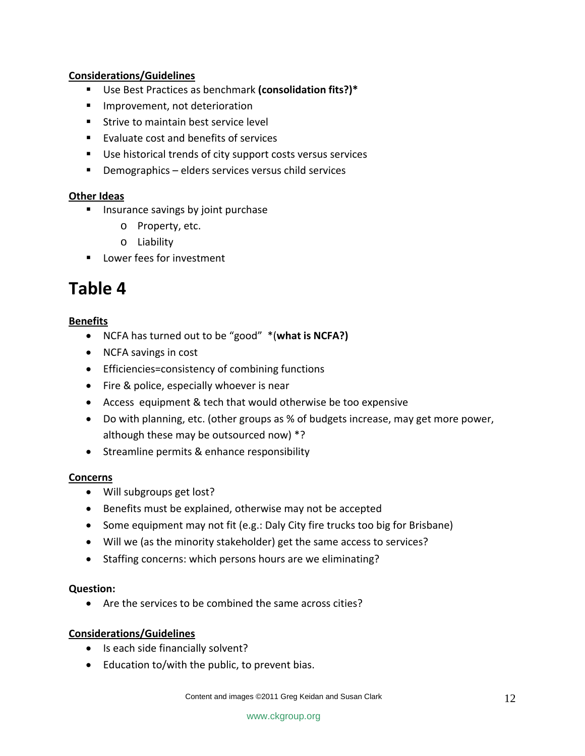**Considerations/Guidelines**

- Use Best Practices as benchmark **(consolidation fits?)***
- Improvement, not deterioration
- Strive to maintain best service level
- Evaluate cost and benefits of services
- Use historical trends of city support costs versus services
- Demographics – elders services versus child services

**Other Ideas**

- Insurance savings by joint purchase
  - Property, etc.
  - Liability
- Lower fees for investment

# Table 4

**Benefits**

- NCFA has turned out to be "good" *(**what is NCFA?)**
- NCFA savings in cost
- Efficiencies=consistency of combining functions
- Fire & police, especially whoever is near
- Access equipment & tech that would otherwise be too expensive
- Do with planning, etc. (other groups as % of budgets increase, may get more power, although these may be outsourced now) *?
- Streamline permits & enhance responsibility

**Concerns**

- Will subgroups get lost?
- Benefits must be explained, otherwise may not be accepted
- Some equipment may not fit (e.g.: Daly City fire trucks too big for Brisbane)
- Will we (as the minority stakeholder) get the same access to services?
- Staffing concerns: which persons hours are we eliminating?

**Question:**

- Are the services to be combined the same across cities?

**Considerations/Guidelines**

- Is each side financially solvent?
- Education to/with the public, to prevent bias.

Content and images ©2011 Greg Keidan and Susan Clark

www.ckgroup.org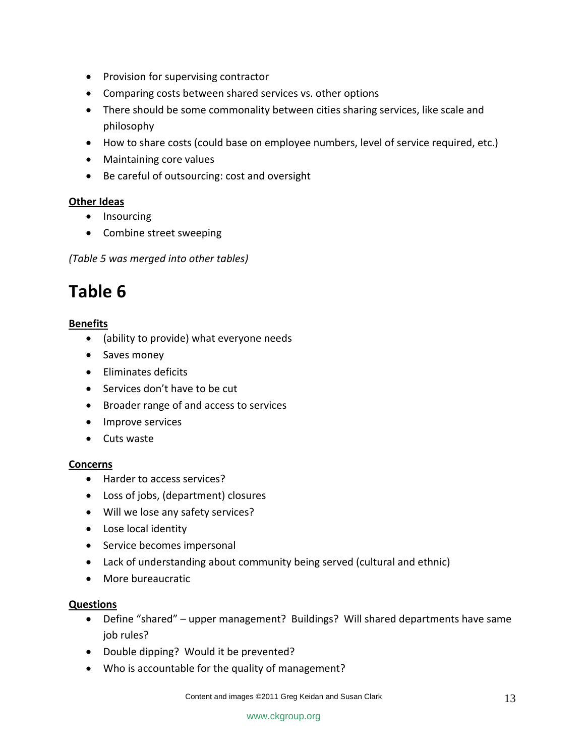- Provision for supervising contractor
- Comparing costs between shared services vs. other options
- There should be some commonality between cities sharing services, like scale and philosophy
- How to share costs (could base on employee numbers, level of service required, etc.)
- Maintaining core values
- Be careful of outsourcing: cost and oversight

**Other Ideas**

- Insourcing
- Combine street sweeping

*(Table 5 was merged into other tables)*

# Table 6

**Benefits**

- (ability to provide) what everyone needs
- Saves money
- Eliminates deficits
- Services don't have to be cut
- Broader range of and access to services
- Improve services
- Cuts waste

**Concerns**

- Harder to access services?
- Loss of jobs, (department) closures
- Will we lose any safety services?
- Lose local identity
- Service becomes impersonal
- Lack of understanding about community being served (cultural and ethnic)
- More bureaucratic

**Questions**

- Define "shared" – upper management? Buildings? Will shared departments have same job rules?
- Double dipping? Would it be prevented?
- Who is accountable for the quality of management?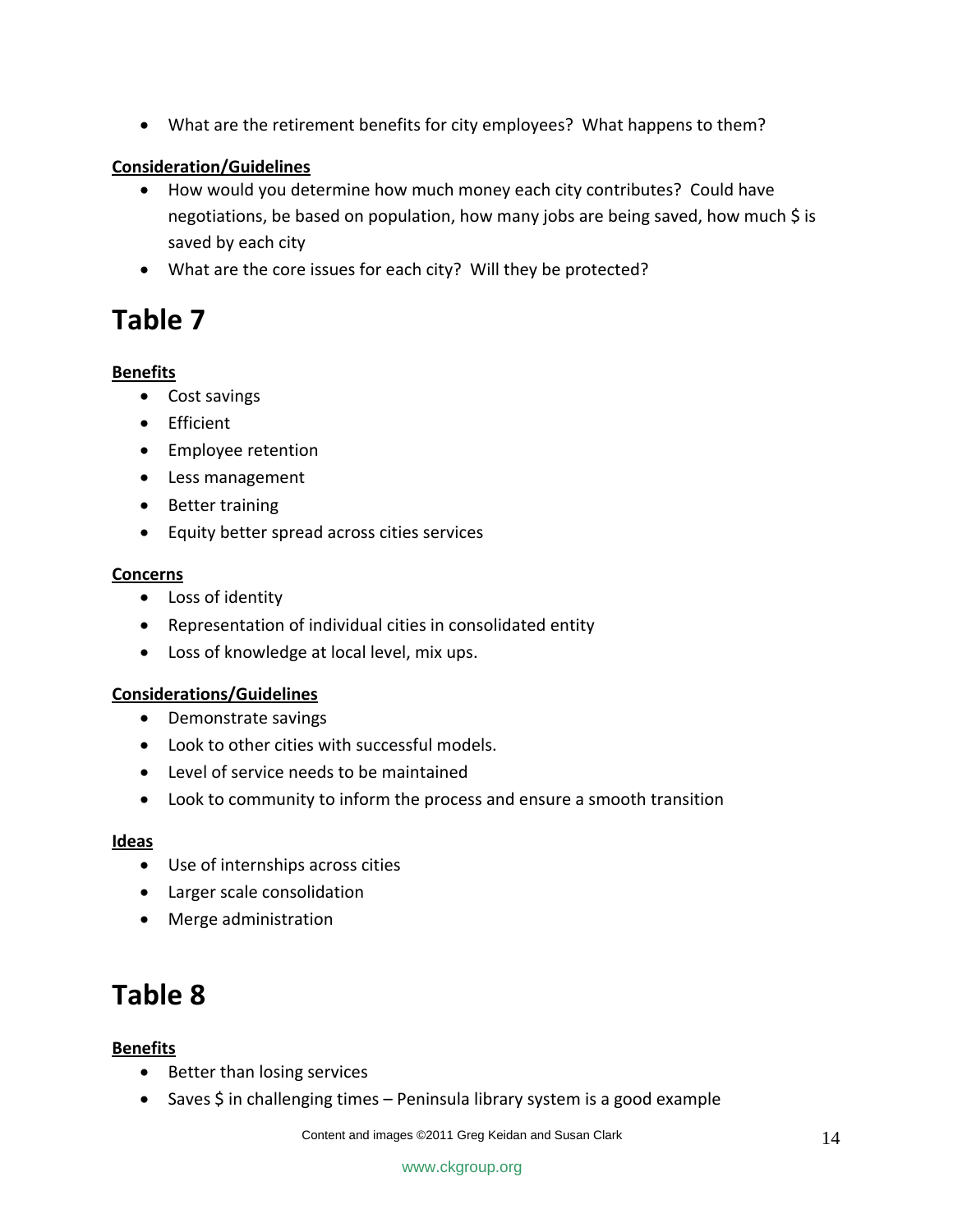- What are the retirement benefits for city employees? What happens to them?

**Consideration/Guidelines**

- How would you determine how much money each city contributes? Could have negotiations, be based on population, how many jobs are being saved, how much $ is saved by each city
- What are the core issues for each city? Will they be protected?

# Table 7

**Benefits**

- Cost savings
- Efficient
- Employee retention
- Less management
- Better training
- Equity better spread across cities services

**Concerns**

- Loss of identity
- Representation of individual cities in consolidated entity
- Loss of knowledge at local level, mix ups.

**Considerations/Guidelines**

- Demonstrate savings
- Look to other cities with successful models.
- Level of service needs to be maintained
- Look to community to inform the process and ensure a smooth transition

**Ideas**

- Use of internships across cities
- Larger scale consolidation
- Merge administration

# Table 8

**Benefits**

- Better than losing services
- Saves $ in challenging times – Peninsula library system is a good example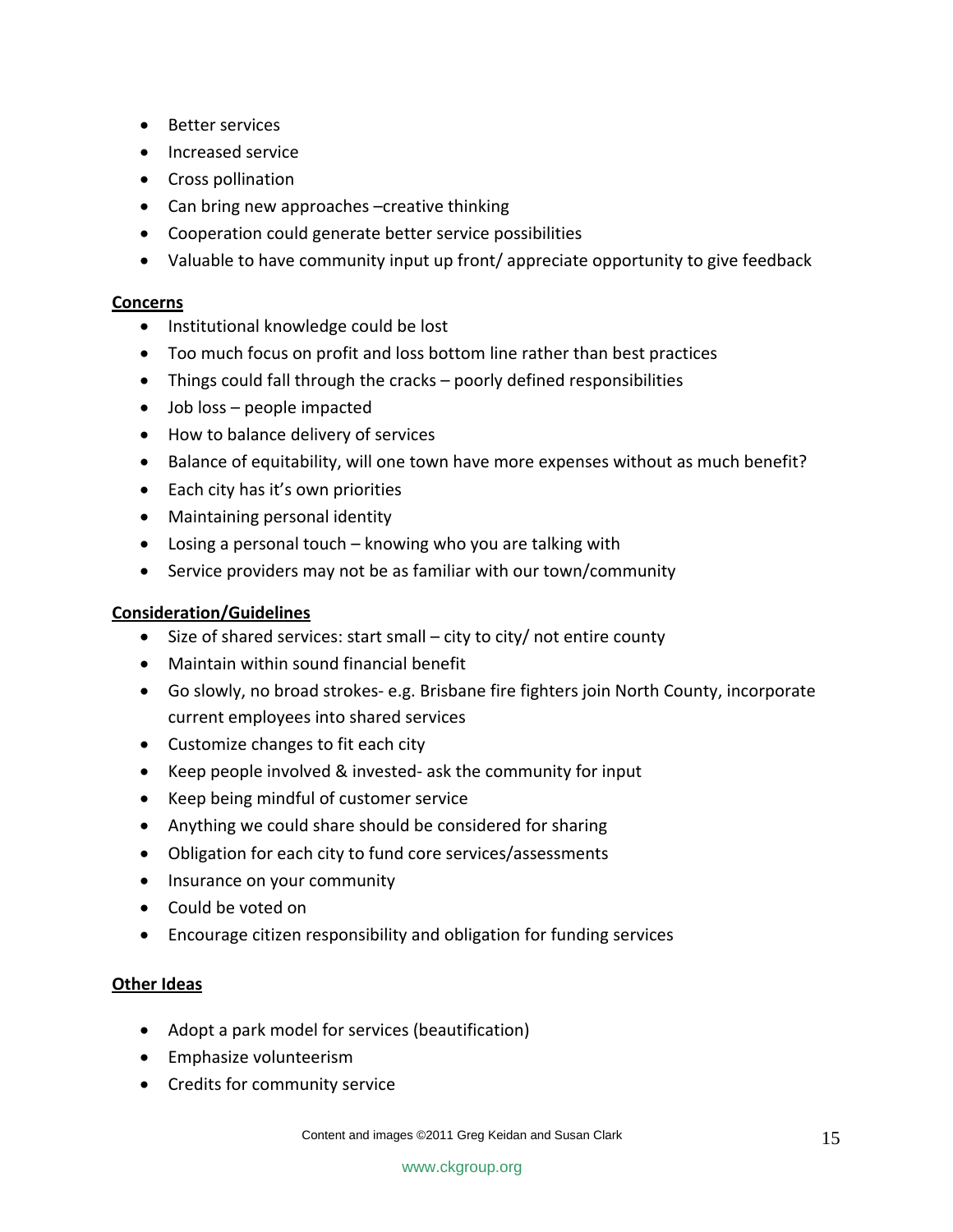- Better services
- Increased service
- Cross pollination
- Can bring new approaches –creative thinking
- Cooperation could generate better service possibilities
- Valuable to have community input up front/ appreciate opportunity to give feedback

**Concerns**

- Institutional knowledge could be lost
- Too much focus on profit and loss bottom line rather than best practices
- Things could fall through the cracks – poorly defined responsibilities
- Job loss – people impacted
- How to balance delivery of services
- Balance of equitability, will one town have more expenses without as much benefit?
- Each city has it's own priorities
- Maintaining personal identity
- Losing a personal touch – knowing who you are talking with
- Service providers may not be as familiar with our town/community

**Consideration/Guidelines**

- Size of shared services: start small – city to city/ not entire county
- Maintain within sound financial benefit
- Go slowly, no broad strokes- e.g. Brisbane fire fighters join North County, incorporate current employees into shared services
- Customize changes to fit each city
- Keep people involved & invested- ask the community for input
- Keep being mindful of customer service
- Anything we could share should be considered for sharing
- Obligation for each city to fund core services/assessments
- Insurance on your community
- Could be voted on
- Encourage citizen responsibility and obligation for funding services

**Other Ideas**

- Adopt a park model for services (beautification)
- Emphasize volunteerism
- Credits for community service

Content and images ©2011 Greg Keidan and Susan Clark

www.ckgroup.org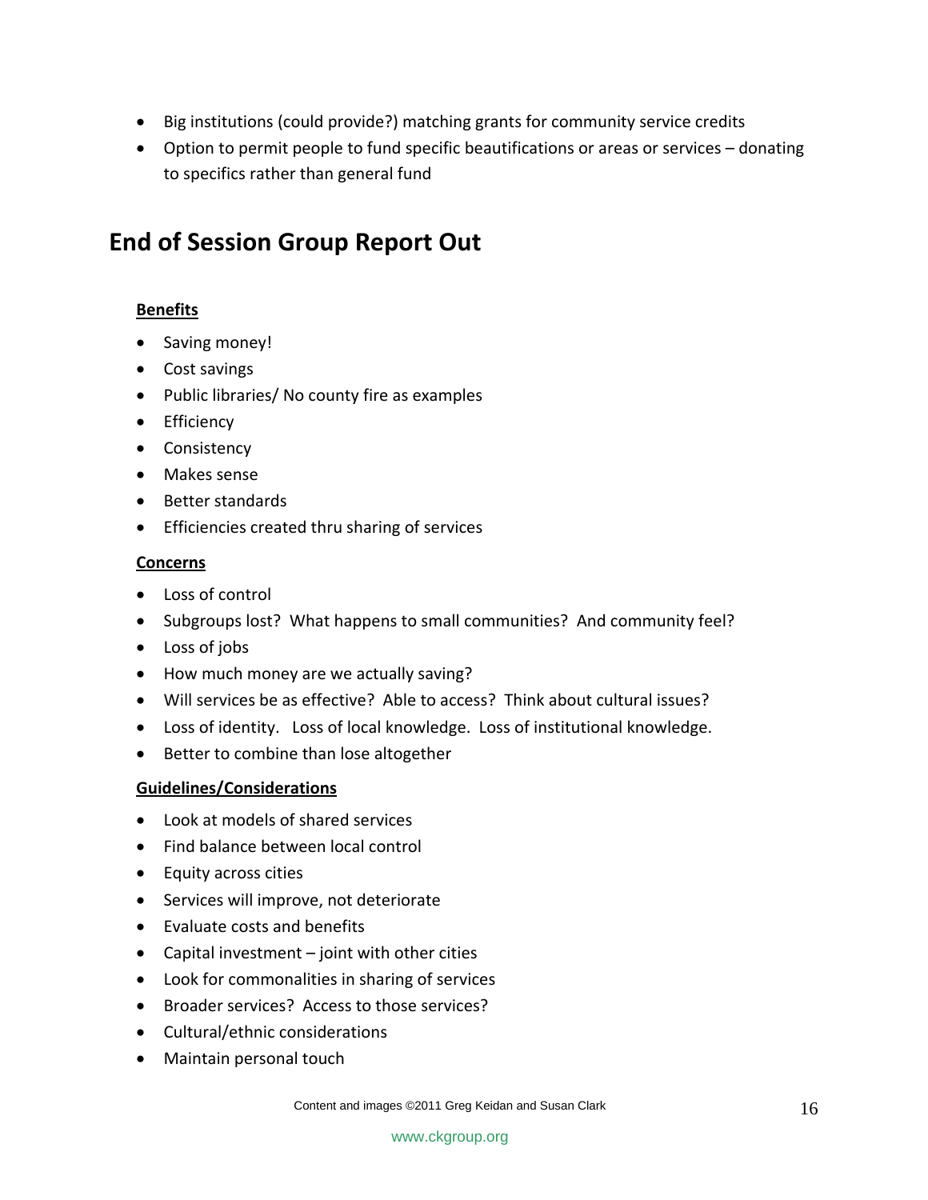- Big institutions (could provide?) matching grants for community service credits
- Option to permit people to fund specific beautifications or areas or services – donating to specifics rather than general fund

## End of Session Group Report Out

**Benefits**

- Saving money!
- Cost savings
- Public libraries/ No county fire as examples
- Efficiency
- Consistency
- Makes sense
- Better standards
- Efficiencies created thru sharing of services

**Concerns**

- Loss of control
- Subgroups lost? What happens to small communities? And community feel?
- Loss of jobs
- How much money are we actually saving?
- Will services be as effective? Able to access? Think about cultural issues?
- Loss of identity. Loss of local knowledge. Loss of institutional knowledge.
- Better to combine than lose altogether

**Guidelines/Considerations**

- Look at models of shared services
- Find balance between local control
- Equity across cities
- Services will improve, not deteriorate
- Evaluate costs and benefits
- Capital investment – joint with other cities
- Look for commonalities in sharing of services
- Broader services? Access to those services?
- Cultural/ethnic considerations
- Maintain personal touch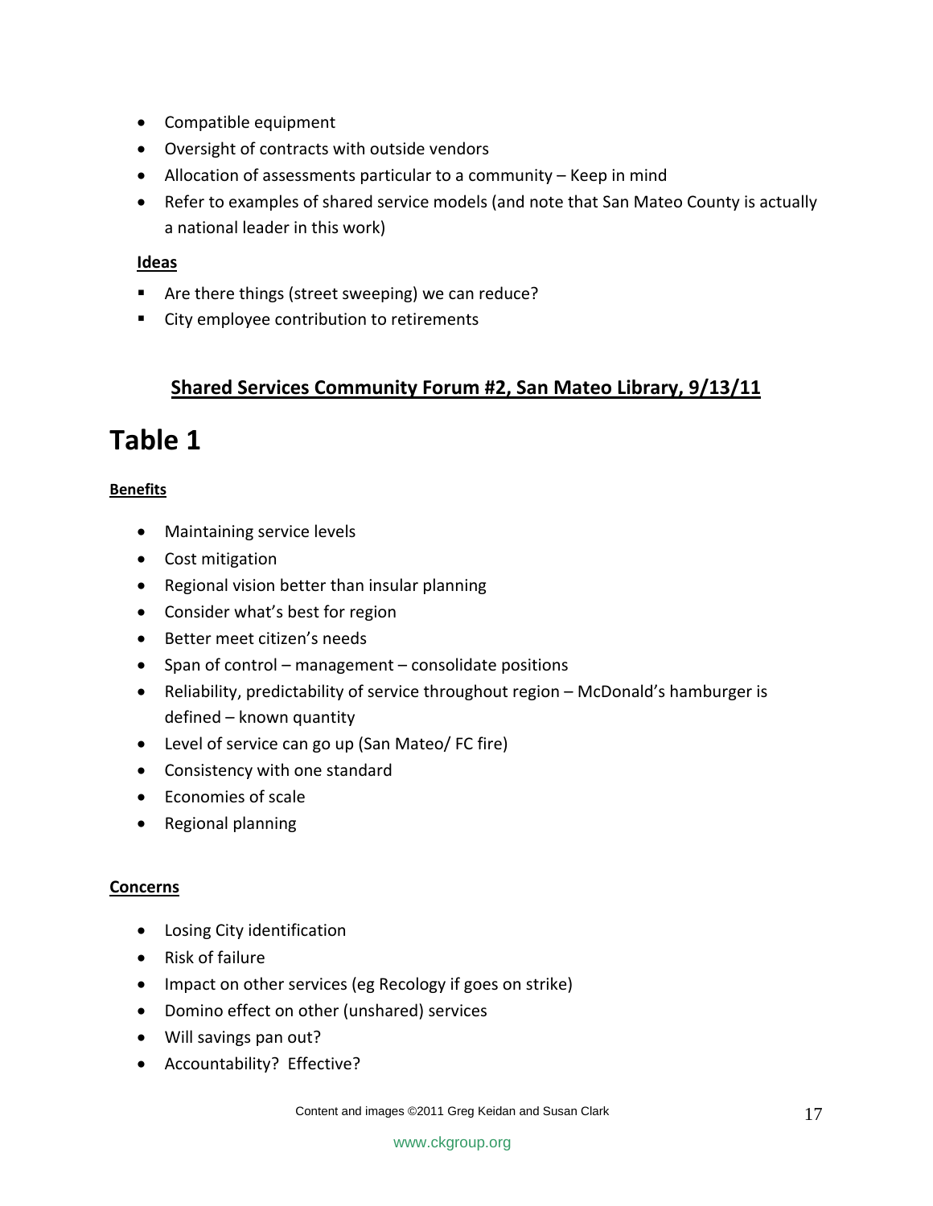- Compatible equipment
- Oversight of contracts with outside vendors
- Allocation of assessments particular to a community – Keep in mind
- Refer to examples of shared service models (and note that San Mateo County is actually a national leader in this work)

**Ideas**

- Are there things (street sweeping) we can reduce?
- City employee contribution to retirements

## Shared Services Community Forum #2, San Mateo Library, 9/13/11

# Table 1

**Benefits**

- Maintaining service levels
- Cost mitigation
- Regional vision better than insular planning
- Consider what's best for region
- Better meet citizen's needs
- Span of control – management – consolidate positions
- Reliability, predictability of service throughout region – McDonald's hamburger is defined – known quantity
- Level of service can go up (San Mateo/ FC fire)
- Consistency with one standard
- Economies of scale
- Regional planning

**Concerns**

- Losing City identification
- Risk of failure
- Impact on other services (eg Recology if goes on strike)
- Domino effect on other (unshared) services
- Will savings pan out?
- Accountability? Effective?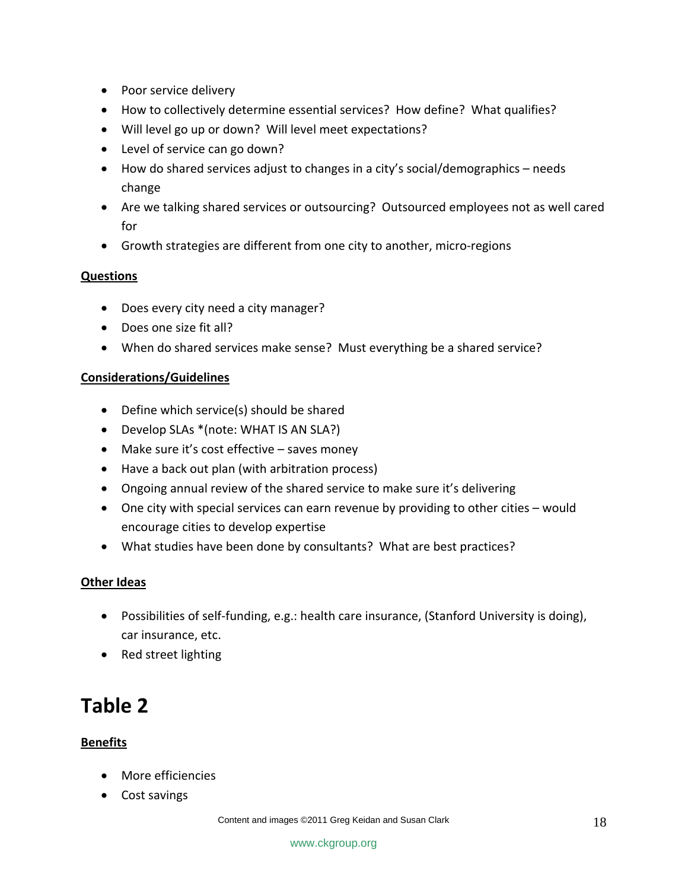- Poor service delivery
- How to collectively determine essential services? How define? What qualifies?
- Will level go up or down? Will level meet expectations?
- Level of service can go down?
- How do shared services adjust to changes in a city's social/demographics – needs change
- Are we talking shared services or outsourcing? Outsourced employees not as well cared for
- Growth strategies are different from one city to another, micro-regions

**Questions**

- Does every city need a city manager?
- Does one size fit all?
- When do shared services make sense? Must everything be a shared service?

**Considerations/Guidelines**

- Define which service(s) should be shared
- Develop SLAs *(note: WHAT IS AN SLA?)
- Make sure it's cost effective – saves money
- Have a back out plan (with arbitration process)
- Ongoing annual review of the shared service to make sure it's delivering
- One city with special services can earn revenue by providing to other cities – would encourage cities to develop expertise
- What studies have been done by consultants? What are best practices?

**Other Ideas**

- Possibilities of self-funding, e.g.: health care insurance, (Stanford University is doing), car insurance, etc.
- Red street lighting

# Table 2

**Benefits**

- More efficiencies
- Cost savings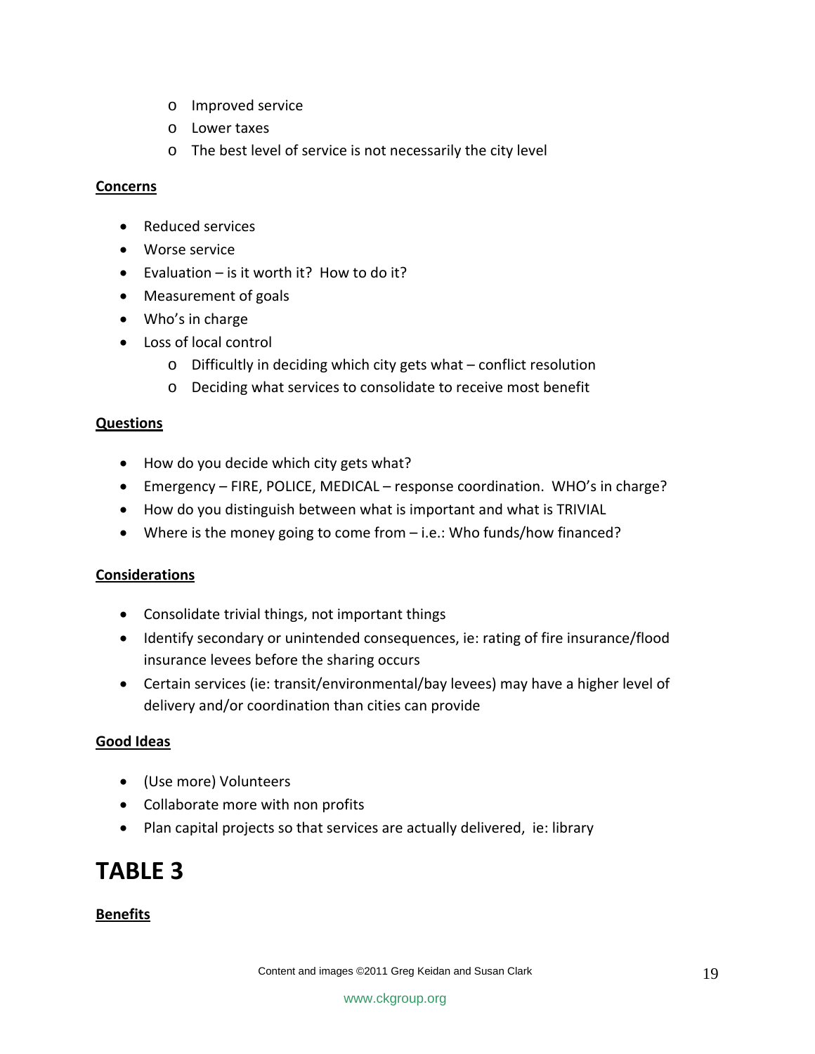- Improved service
    - Lower taxes
    - The best level of service is not necessarily the city level

**Concerns**

- Reduced services
- Worse service
- Evaluation – is it worth it? How to do it?
- Measurement of goals
- Who's in charge
- Loss of local control
    - Difficultly in deciding which city gets what – conflict resolution
    - Deciding what services to consolidate to receive most benefit

**Questions**

- How do you decide which city gets what?
- Emergency – FIRE, POLICE, MEDICAL – response coordination. WHO's in charge?
- How do you distinguish between what is important and what is TRIVIAL
- Where is the money going to come from – i.e.: Who funds/how financed?

**Considerations**

- Consolidate trivial things, not important things
- Identify secondary or unintended consequences, ie: rating of fire insurance/flood insurance levees before the sharing occurs
- Certain services (ie: transit/environmental/bay levees) may have a higher level of delivery and/or coordination than cities can provide

**Good Ideas**

- (Use more) Volunteers
- Collaborate more with non profits
- Plan capital projects so that services are actually delivered, ie: library

# TABLE 3

**Benefits**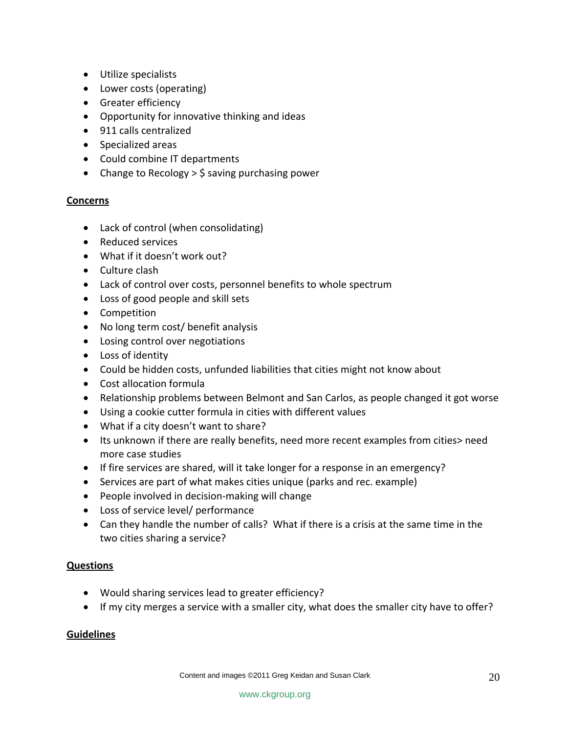- Utilize specialists
- Lower costs (operating)
- Greater efficiency
- Opportunity for innovative thinking and ideas
- 911 calls centralized
- Specialized areas
- Could combine IT departments
- Change to Recology > $ saving purchasing power

**Concerns**

- Lack of control (when consolidating)
- Reduced services
- What if it doesn't work out?
- Culture clash
- Lack of control over costs, personnel benefits to whole spectrum
- Loss of good people and skill sets
- Competition
- No long term cost/ benefit analysis
- Losing control over negotiations
- Loss of identity
- Could be hidden costs, unfunded liabilities that cities might not know about
- Cost allocation formula
- Relationship problems between Belmont and San Carlos, as people changed it got worse
- Using a cookie cutter formula in cities with different values
- What if a city doesn't want to share?
- Its unknown if there are really benefits, need more recent examples from cities> need more case studies
- If fire services are shared, will it take longer for a response in an emergency?
- Services are part of what makes cities unique (parks and rec. example)
- People involved in decision-making will change
- Loss of service level/ performance
- Can they handle the number of calls? What if there is a crisis at the same time in the two cities sharing a service?

**Questions**

- Would sharing services lead to greater efficiency?
- If my city merges a service with a smaller city, what does the smaller city have to offer?

**Guidelines**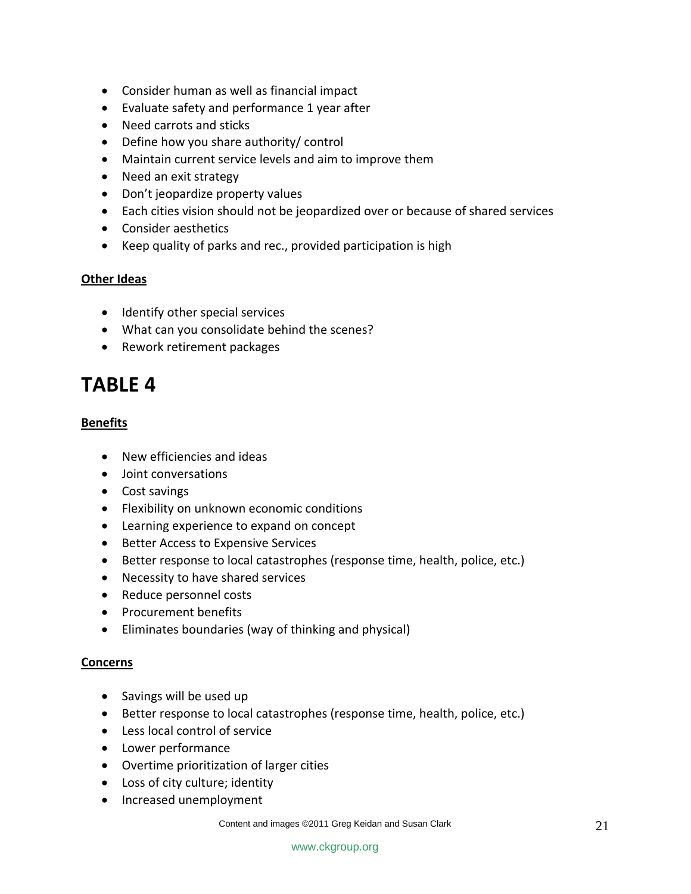- Consider human as well as financial impact
- Evaluate safety and performance 1 year after
- Need carrots and sticks
- Define how you share authority/ control
- Maintain current service levels and aim to improve them
- Need an exit strategy
- Don't jeopardize property values
- Each cities vision should not be jeopardized over or because of shared services
- Consider aesthetics
- Keep quality of parks and rec., provided participation is high

**Other Ideas**

- Identify other special services
- What can you consolidate behind the scenes?
- Rework retirement packages

# TABLE 4

**Benefits**

- New efficiencies and ideas
- Joint conversations
- Cost savings
- Flexibility on unknown economic conditions
- Learning experience to expand on concept
- Better Access to Expensive Services
- Better response to local catastrophes (response time, health, police, etc.)
- Necessity to have shared services
- Reduce personnel costs
- Procurement benefits
- Eliminates boundaries (way of thinking and physical)

**Concerns**

- Savings will be used up
- Better response to local catastrophes (response time, health, police, etc.)
- Less local control of service
- Lower performance
- Overtime prioritization of larger cities
- Loss of city culture; identity
- Increased unemployment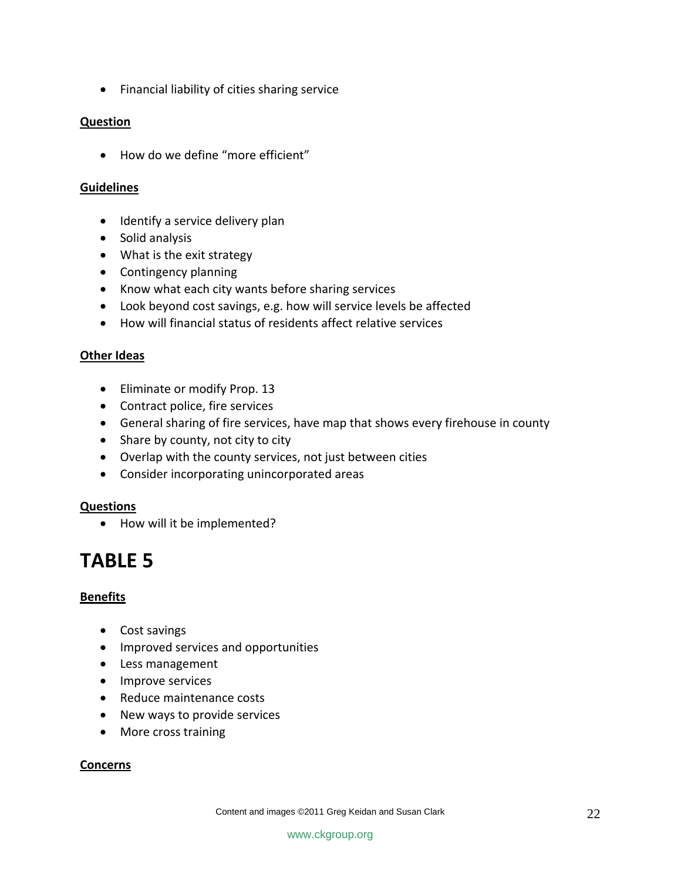- Financial liability of cities sharing service

**Question**

- How do we define “more efficient”

**Guidelines**

- Identify a service delivery plan
- Solid analysis
- What is the exit strategy
- Contingency planning
- Know what each city wants before sharing services
- Look beyond cost savings, e.g. how will service levels be affected
- How will financial status of residents affect relative services

**Other Ideas**

- Eliminate or modify Prop. 13
- Contract police, fire services
- General sharing of fire services, have map that shows every firehouse in county
- Share by county, not city to city
- Overlap with the county services, not just between cities
- Consider incorporating unincorporated areas

**Questions**

- How will it be implemented?

# TABLE 5

**Benefits**

- Cost savings
- Improved services and opportunities
- Less management
- Improve services
- Reduce maintenance costs
- New ways to provide services
- More cross training

**Concerns**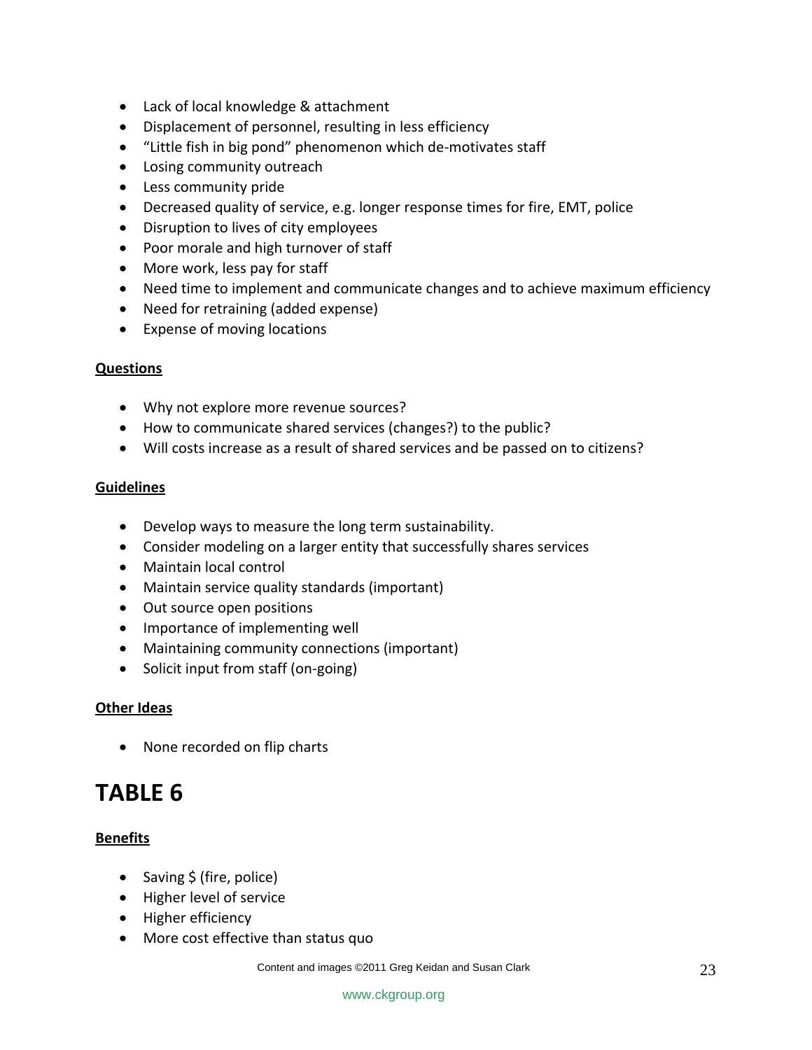- Lack of local knowledge & attachment
- Displacement of personnel, resulting in less efficiency
- “Little fish in big pond” phenomenon which de-motivates staff
- Losing community outreach
- Less community pride
- Decreased quality of service, e.g. longer response times for fire, EMT, police
- Disruption to lives of city employees
- Poor morale and high turnover of staff
- More work, less pay for staff
- Need time to implement and communicate changes and to achieve maximum efficiency
- Need for retraining (added expense)
- Expense of moving locations

**Questions**

- Why not explore more revenue sources?
- How to communicate shared services (changes?) to the public?
- Will costs increase as a result of shared services and be passed on to citizens?

**Guidelines**

- Develop ways to measure the long term sustainability.
- Consider modeling on a larger entity that successfully shares services
- Maintain local control
- Maintain service quality standards (important)
- Out source open positions
- Importance of implementing well
- Maintaining community connections (important)
- Solicit input from staff (on-going)

**Other Ideas**

- None recorded on flip charts

# TABLE 6

**Benefits**

- Saving $ (fire, police)
- Higher level of service
- Higher efficiency
- More cost effective than status quo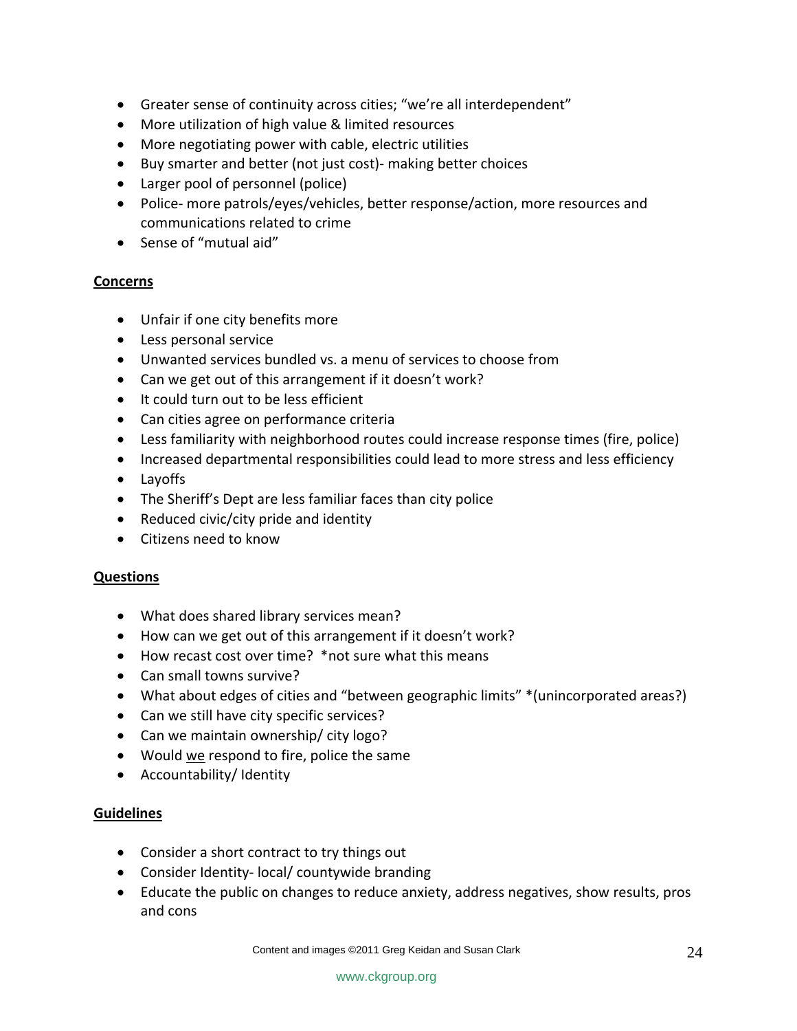- Greater sense of continuity across cities; "we're all interdependent"
- More utilization of high value & limited resources
- More negotiating power with cable, electric utilities
- Buy smarter and better (not just cost)- making better choices
- Larger pool of personnel (police)
- Police- more patrols/eyes/vehicles, better response/action, more resources and communications related to crime
- Sense of "mutual aid"

**Concerns**

- Unfair if one city benefits more
- Less personal service
- Unwanted services bundled vs. a menu of services to choose from
- Can we get out of this arrangement if it doesn't work?
- It could turn out to be less efficient
- Can cities agree on performance criteria
- Less familiarity with neighborhood routes could increase response times (fire, police)
- Increased departmental responsibilities could lead to more stress and less efficiency
- Layoffs
- The Sheriff's Dept are less familiar faces than city police
- Reduced civic/city pride and identity
- Citizens need to know

**Questions**

- What does shared library services mean?
- How can we get out of this arrangement if it doesn't work?
- How recast cost over time? *not sure what this means
- Can small towns survive?
- What about edges of cities and "between geographic limits" *(unincorporated areas?)
- Can we still have city specific services?
- Can we maintain ownership/ city logo?
- Would <u>we</u> respond to fire, police the same
- Accountability/ Identity

**Guidelines**

- Consider a short contract to try things out
- Consider Identity- local/ countywide branding
- Educate the public on changes to reduce anxiety, address negatives, show results, pros and cons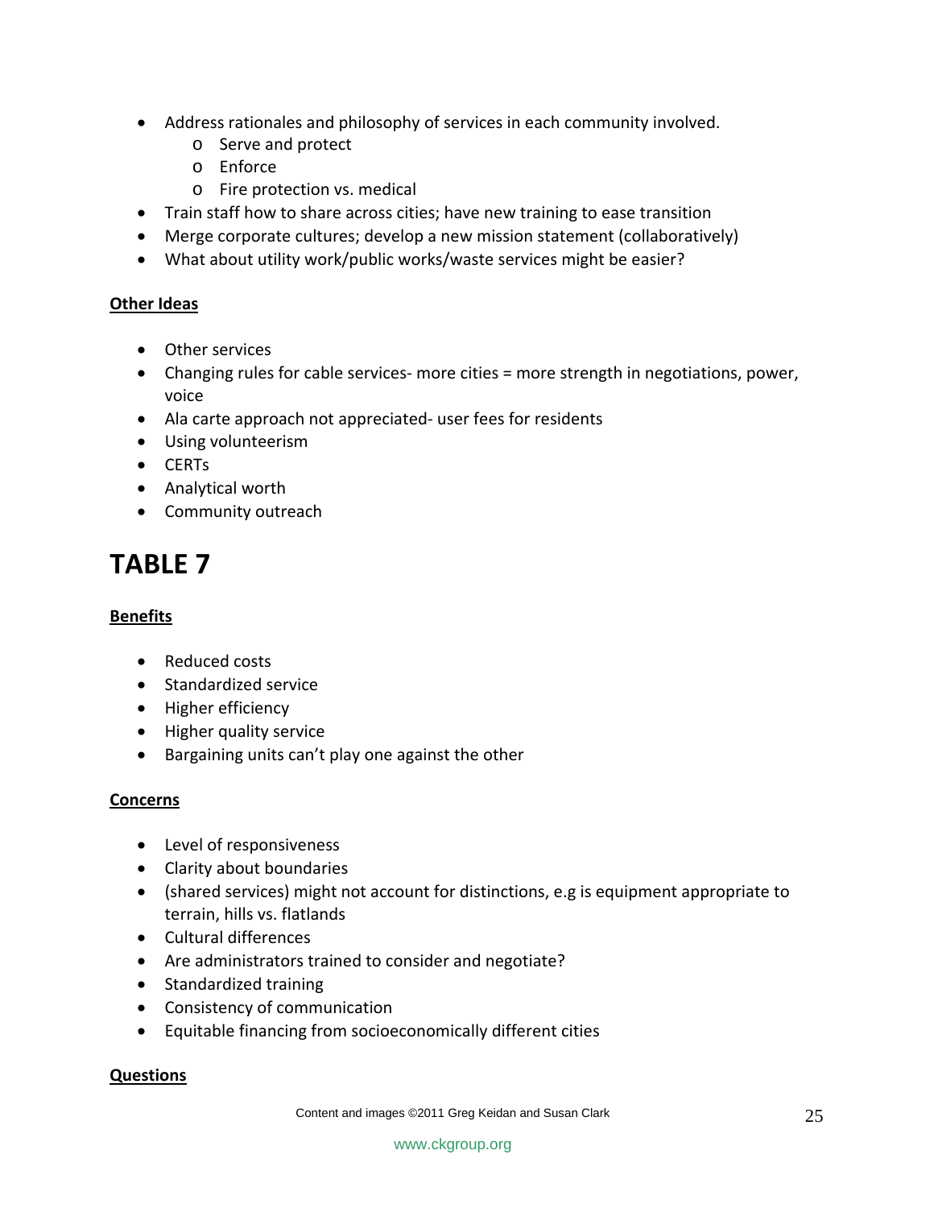- Address rationales and philosophy of services in each community involved.
    - Serve and protect
    - Enforce
    - Fire protection vs. medical
- Train staff how to share across cities; have new training to ease transition
- Merge corporate cultures; develop a new mission statement (collaboratively)
- What about utility work/public works/waste services might be easier?

**Other Ideas**

- Other services
- Changing rules for cable services- more cities = more strength in negotiations, power, voice
- Ala carte approach not appreciated- user fees for residents
- Using volunteerism
- CERTs
- Analytical worth
- Community outreach

# TABLE 7

**Benefits**

- Reduced costs
- Standardized service
- Higher efficiency
- Higher quality service
- Bargaining units can't play one against the other

**Concerns**

- Level of responsiveness
- Clarity about boundaries
- (shared services) might not account for distinctions, e.g is equipment appropriate to terrain, hills vs. flatlands
- Cultural differences
- Are administrators trained to consider and negotiate?
- Standardized training
- Consistency of communication
- Equitable financing from socioeconomically different cities

**Questions**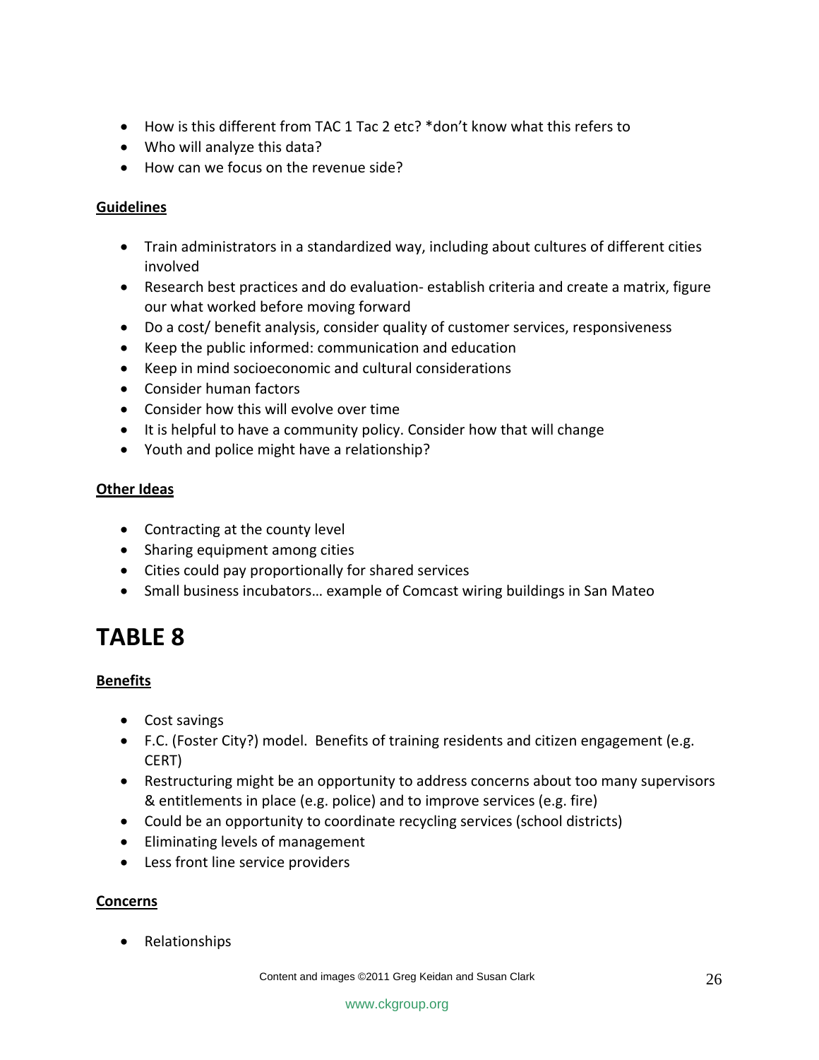- How is this different from TAC 1 Tac 2 etc? *don't know what this refers to
- Who will analyze this data?
- How can we focus on the revenue side?

**Guidelines**

- Train administrators in a standardized way, including about cultures of different cities involved
- Research best practices and do evaluation- establish criteria and create a matrix, figure our what worked before moving forward
- Do a cost/ benefit analysis, consider quality of customer services, responsiveness
- Keep the public informed: communication and education
- Keep in mind socioeconomic and cultural considerations
- Consider human factors
- Consider how this will evolve over time
- It is helpful to have a community policy. Consider how that will change
- Youth and police might have a relationship?

**Other Ideas**

- Contracting at the county level
- Sharing equipment among cities
- Cities could pay proportionally for shared services
- Small business incubators… example of Comcast wiring buildings in San Mateo

# TABLE 8

**Benefits**

- Cost savings
- F.C. (Foster City?) model. Benefits of training residents and citizen engagement (e.g. CERT)
- Restructuring might be an opportunity to address concerns about too many supervisors & entitlements in place (e.g. police) and to improve services (e.g. fire)
- Could be an opportunity to coordinate recycling services (school districts)
- Eliminating levels of management
- Less front line service providers

**Concerns**

- Relationships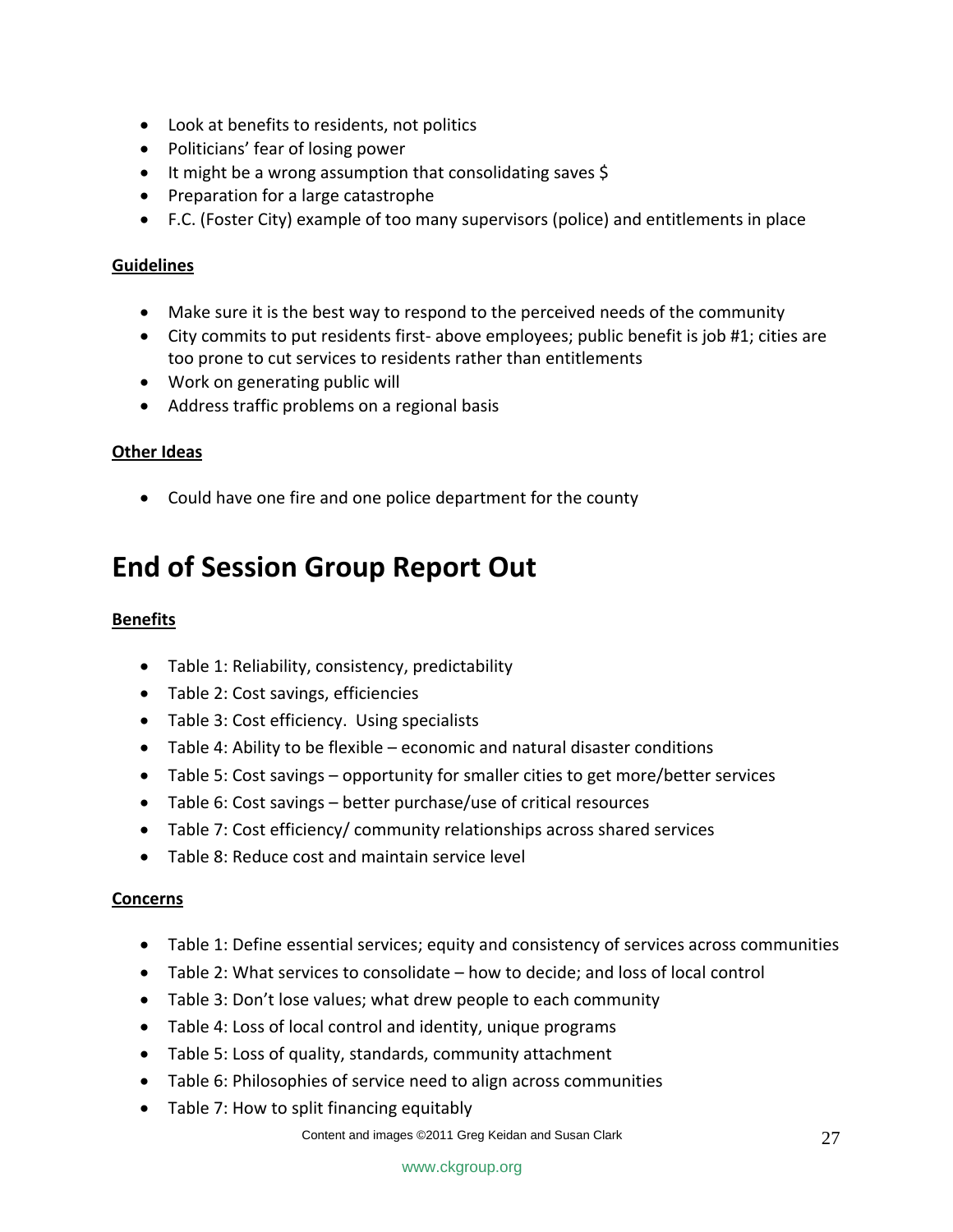- Look at benefits to residents, not politics
- Politicians' fear of losing power
- It might be a wrong assumption that consolidating saves $
- Preparation for a large catastrophe
- F.C. (Foster City) example of too many supervisors (police) and entitlements in place

**Guidelines**

- Make sure it is the best way to respond to the perceived needs of the community
- City commits to put residents first- above employees; public benefit is job #1; cities are too prone to cut services to residents rather than entitlements
- Work on generating public will
- Address traffic problems on a regional basis

**Other Ideas**

- Could have one fire and one police department for the county

# End of Session Group Report Out

**Benefits**

- Table 1: Reliability, consistency, predictability
- Table 2: Cost savings, efficiencies
- Table 3: Cost efficiency. Using specialists
- Table 4: Ability to be flexible – economic and natural disaster conditions
- Table 5: Cost savings – opportunity for smaller cities to get more/better services
- Table 6: Cost savings – better purchase/use of critical resources
- Table 7: Cost efficiency/ community relationships across shared services
- Table 8: Reduce cost and maintain service level

**Concerns**

- Table 1: Define essential services; equity and consistency of services across communities
- Table 2: What services to consolidate – how to decide; and loss of local control
- Table 3: Don't lose values; what drew people to each community
- Table 4: Loss of local control and identity, unique programs
- Table 5: Loss of quality, standards, community attachment
- Table 6: Philosophies of service need to align across communities
- Table 7: How to split financing equitably

Content and images ©2011 Greg Keidan and Susan Clark

www.ckgroup.org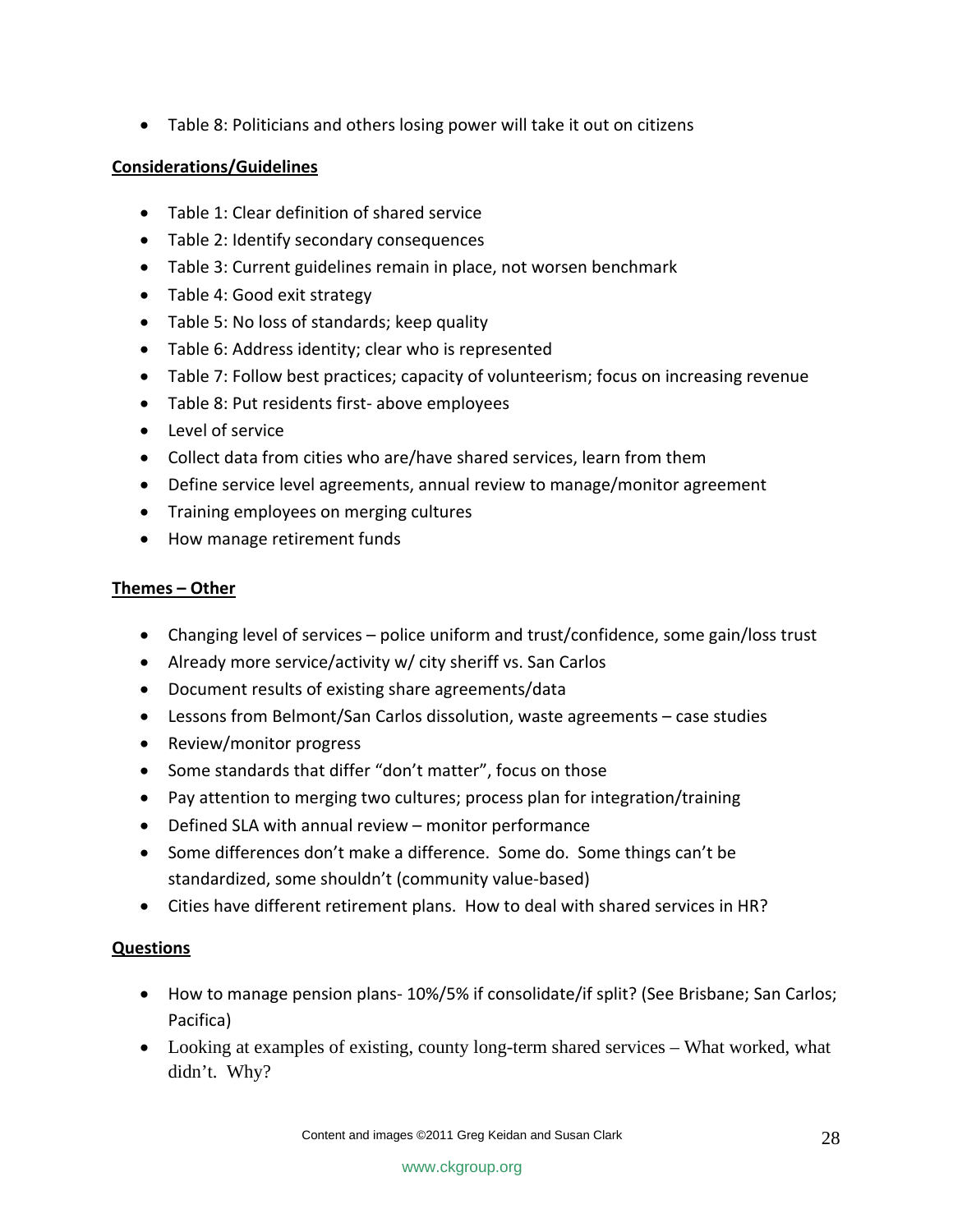- Table 8: Politicians and others losing power will take it out on citizens

**Considerations/Guidelines**

- Table 1: Clear definition of shared service
- Table 2: Identify secondary consequences
- Table 3: Current guidelines remain in place, not worsen benchmark
- Table 4: Good exit strategy
- Table 5: No loss of standards; keep quality
- Table 6: Address identity; clear who is represented
- Table 7: Follow best practices; capacity of volunteerism; focus on increasing revenue
- Table 8: Put residents first- above employees
- Level of service
- Collect data from cities who are/have shared services, learn from them
- Define service level agreements, annual review to manage/monitor agreement
- Training employees on merging cultures
- How manage retirement funds

**Themes – Other**

- Changing level of services – police uniform and trust/confidence, some gain/loss trust
- Already more service/activity w/ city sheriff vs. San Carlos
- Document results of existing share agreements/data
- Lessons from Belmont/San Carlos dissolution, waste agreements – case studies
- Review/monitor progress
- Some standards that differ "don't matter", focus on those
- Pay attention to merging two cultures; process plan for integration/training
- Defined SLA with annual review – monitor performance
- Some differences don't make a difference. Some do. Some things can't be standardized, some shouldn't (community value-based)
- Cities have different retirement plans. How to deal with shared services in HR?

**Questions**

- How to manage pension plans- 10%/5% if consolidate/if split? (See Brisbane; San Carlos; Pacifica)
- Looking at examples of existing, county long-term shared services – What worked, what didn't. Why?

Content and images ©2011 Greg Keidan and Susan Clark

www.ckgroup.org